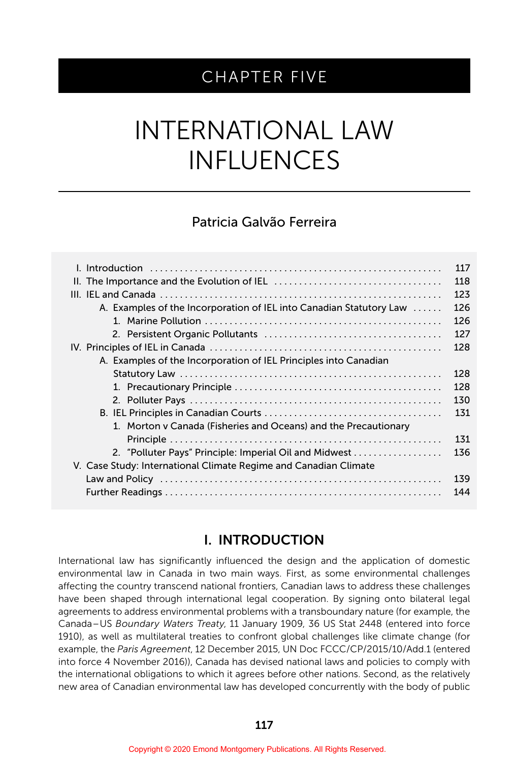# CHAPTER FIVE

# INTERNATIONAL LAW INFLUENCES

Patricia Galvão Ferreira

| | |
|---|---|
| I. Introduction | 117 |
| II. The Importance and the Evolution of IEL | 118 |
| III. IEL and Canada | 123 |
| A. Examples of the Incorporation of IEL into Canadian Statutory Law | 126 |
| 1. Marine Pollution | 126 |
| 2. Persistent Organic Pollutants | 127 |
| IV. Principles of IEL in Canada | 128 |
| A. Examples of the Incorporation of IEL Principles into Canadian Statutory Law | 128 |
| 1. Precautionary Principle | 128 |
| 2. Polluter Pays | 130 |
| B. IEL Principles in Canadian Courts | 131 |
| 1. Morton v Canada (Fisheries and Oceans) and the Precautionary Principle | 131 |
| 2. "Polluter Pays" Principle: Imperial Oil and Midwest | 136 |
| V. Case Study: International Climate Regime and Canadian Climate Law and Policy | 139 |
| Further Readings | 144 |

## I. INTRODUCTION

International law has significantly influenced the design and the application of domestic environmental law in Canada in two main ways. First, as some environmental challenges affecting the country transcend national frontiers, Canadian laws to address these challenges have been shaped through international legal cooperation. By signing onto bilateral legal agreements to address environmental problems with a transboundary nature (for example, the Canada–US *Boundary Waters Treaty*, 11 January 1909, 36 US Stat 2448 (entered into force 1910), as well as multilateral treaties to confront global challenges like climate change (for example, the *Paris Agreement*, 12 December 2015, UN Doc FCCC/CP/2015/10/Add.1 (entered into force 4 November 2016)), Canada has devised national laws and policies to comply with the international obligations to which it agrees before other nations. Second, as the relatively new area of Canadian environmental law has developed concurrently with the body of public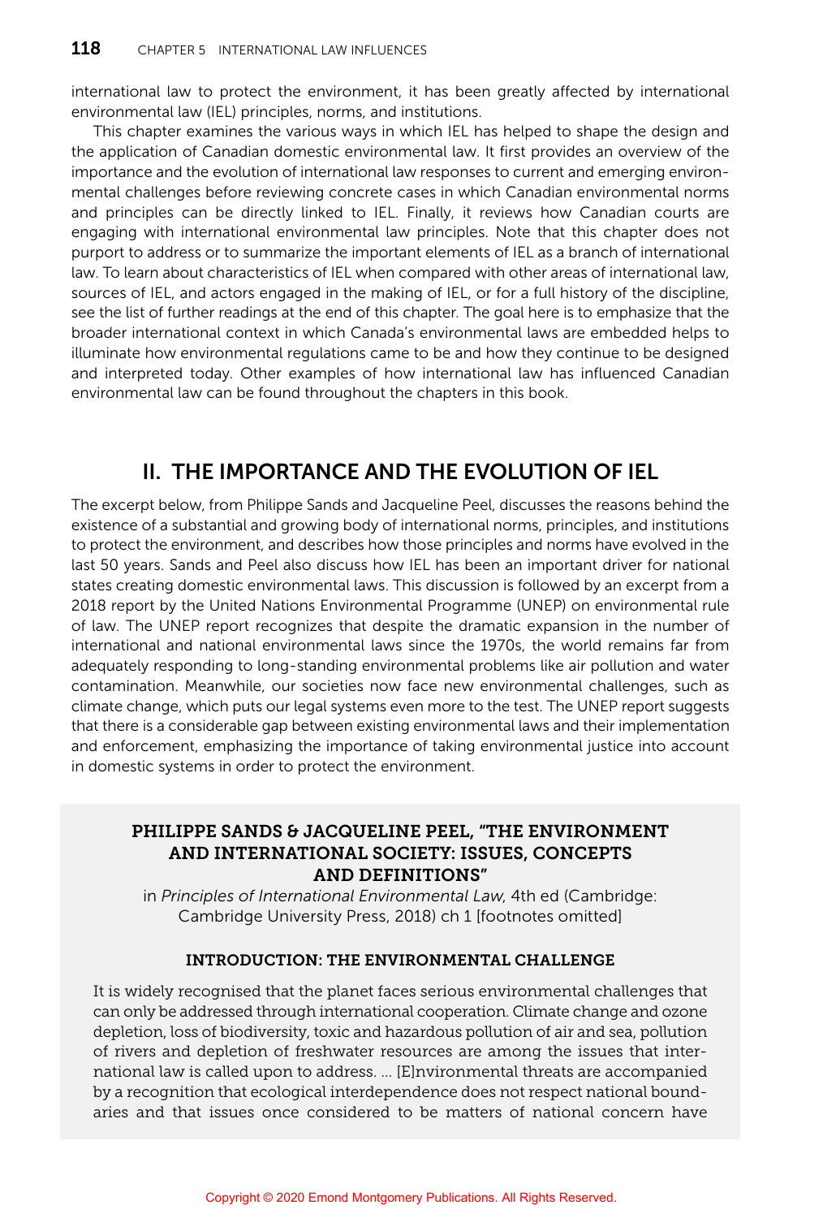international law to protect the environment, it has been greatly affected by international environmental law (IEL) principles, norms, and institutions.

This chapter examines the various ways in which IEL has helped to shape the design and the application of Canadian domestic environmental law. It first provides an overview of the importance and the evolution of international law responses to current and emerging environmental challenges before reviewing concrete cases in which Canadian environmental norms and principles can be directly linked to IEL. Finally, it reviews how Canadian courts are engaging with international environmental law principles. Note that this chapter does not purport to address or to summarize the important elements of IEL as a branch of international law. To learn about characteristics of IEL when compared with other areas of international law, sources of IEL, and actors engaged in the making of IEL, or for a full history of the discipline, see the list of further readings at the end of this chapter. The goal here is to emphasize that the broader international context in which Canada's environmental laws are embedded helps to illuminate how environmental regulations came to be and how they continue to be designed and interpreted today. Other examples of how international law has influenced Canadian environmental law can be found throughout the chapters in this book.

## II. THE IMPORTANCE AND THE EVOLUTION OF IEL

The excerpt below, from Philippe Sands and Jacqueline Peel, discusses the reasons behind the existence of a substantial and growing body of international norms, principles, and institutions to protect the environment, and describes how those principles and norms have evolved in the last 50 years. Sands and Peel also discuss how IEL has been an important driver for national states creating domestic environmental laws. This discussion is followed by an excerpt from a 2018 report by the United Nations Environmental Programme (UNEP) on environmental rule of law. The UNEP report recognizes that despite the dramatic expansion in the number of international and national environmental laws since the 1970s, the world remains far from adequately responding to long-standing environmental problems like air pollution and water contamination. Meanwhile, our societies now face new environmental challenges, such as climate change, which puts our legal systems even more to the test. The UNEP report suggests that there is a considerable gap between existing environmental laws and their implementation and enforcement, emphasizing the importance of taking environmental justice into account in domestic systems in order to protect the environment.

### PHILIPPE SANDS & JACQUELINE PEEL, "THE ENVIRONMENT AND INTERNATIONAL SOCIETY: ISSUES, CONCEPTS AND DEFINITIONS"

in *Principles of International Environmental Law*, 4th ed (Cambridge: Cambridge University Press, 2018) ch 1 [footnotes omitted]

#### INTRODUCTION: THE ENVIRONMENTAL CHALLENGE

It is widely recognised that the planet faces serious environmental challenges that can only be addressed through international cooperation. Climate change and ozone depletion, loss of biodiversity, toxic and hazardous pollution of air and sea, pollution of rivers and depletion of freshwater resources are among the issues that international law is called upon to address. … [E]nvironmental threats are accompanied by a recognition that ecological interdependence does not respect national boundaries and that issues once considered to be matters of national concern have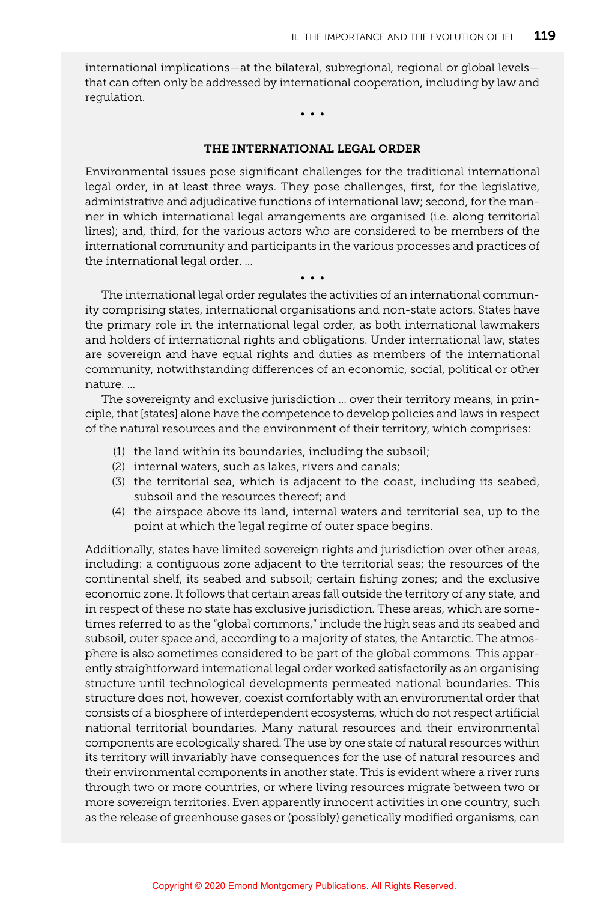international implications—at the bilateral, subregional, regional or global levels—that can often only be addressed by international cooperation, including by law and regulation.

• • •

### THE INTERNATIONAL LEGAL ORDER

Environmental issues pose significant challenges for the traditional international legal order, in at least three ways. They pose challenges, first, for the legislative, administrative and adjudicative functions of international law; second, for the manner in which international legal arrangements are organised (i.e. along territorial lines); and, third, for the various actors who are considered to be members of the international community and participants in the various processes and practices of the international legal order. …

• • •

The international legal order regulates the activities of an international community comprising states, international organisations and non-state actors. States have the primary role in the international legal order, as both international lawmakers and holders of international rights and obligations. Under international law, states are sovereign and have equal rights and duties as members of the international community, notwithstanding differences of an economic, social, political or other nature. …

The sovereignty and exclusive jurisdiction … over their territory means, in principle, that [states] alone have the competence to develop policies and laws in respect of the natural resources and the environment of their territory, which comprises:

1. the land within its boundaries, including the subsoil;
2. internal waters, such as lakes, rivers and canals;
3. the territorial sea, which is adjacent to the coast, including its seabed, subsoil and the resources thereof; and
4. the airspace above its land, internal waters and territorial sea, up to the point at which the legal regime of outer space begins.

Additionally, states have limited sovereign rights and jurisdiction over other areas, including: a contiguous zone adjacent to the territorial seas; the resources of the continental shelf, its seabed and subsoil; certain fishing zones; and the exclusive economic zone. It follows that certain areas fall outside the territory of any state, and in respect of these no state has exclusive jurisdiction. These areas, which are sometimes referred to as the "global commons," include the high seas and its seabed and subsoil, outer space and, according to a majority of states, the Antarctic. The atmosphere is also sometimes considered to be part of the global commons. This apparently straightforward international legal order worked satisfactorily as an organising structure until technological developments permeated national boundaries. This structure does not, however, coexist comfortably with an environmental order that consists of a biosphere of interdependent ecosystems, which do not respect artificial national territorial boundaries. Many natural resources and their environmental components are ecologically shared. The use by one state of natural resources within its territory will invariably have consequences for the use of natural resources and their environmental components in another state. This is evident where a river runs through two or more countries, or where living resources migrate between two or more sovereign territories. Even apparently innocent activities in one country, such as the release of greenhouse gases or (possibly) genetically modified organisms, can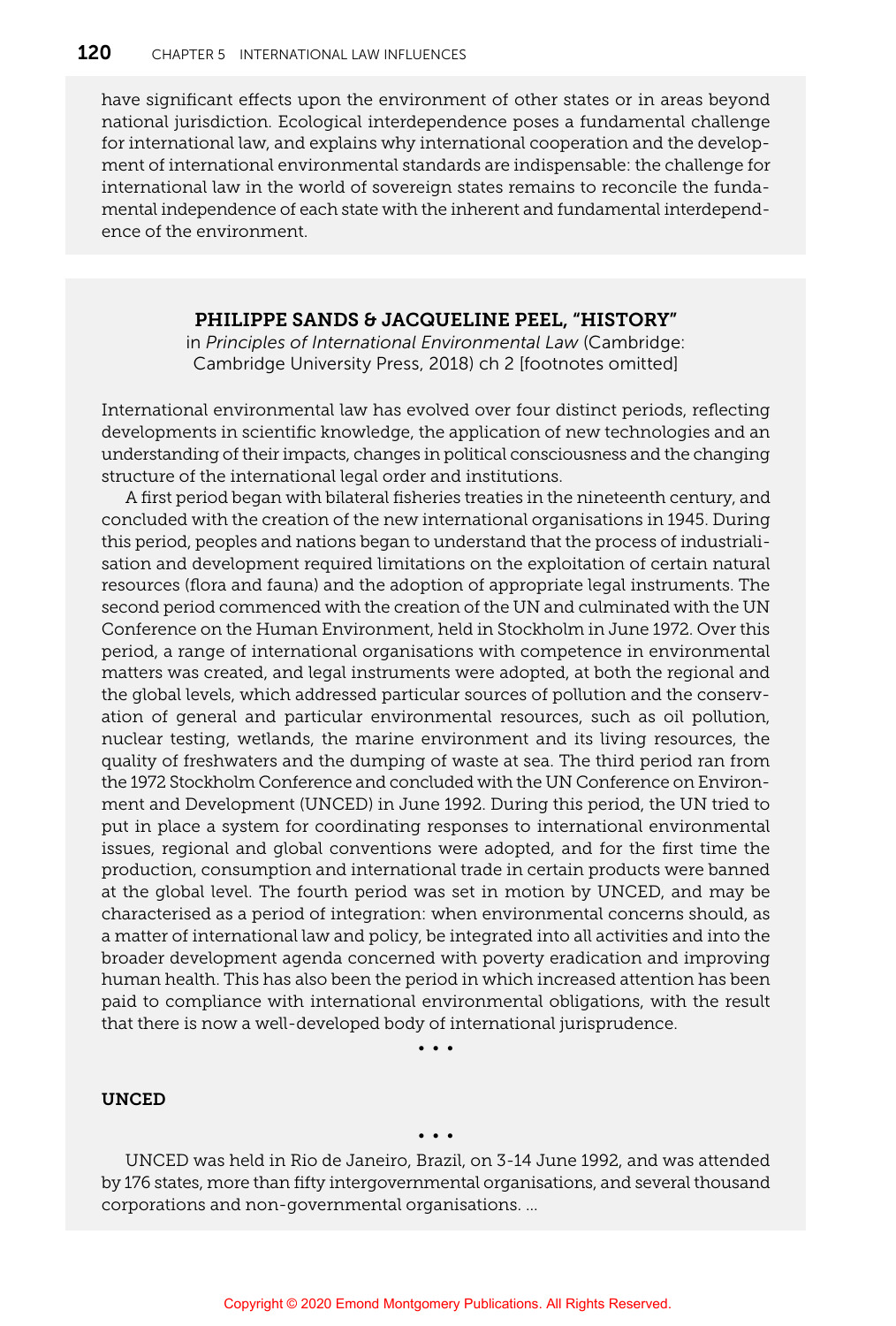have significant effects upon the environment of other states or in areas beyond national jurisdiction. Ecological interdependence poses a fundamental challenge for international law, and explains why international cooperation and the development of international environmental standards are indispensable: the challenge for international law in the world of sovereign states remains to reconcile the fundamental independence of each state with the inherent and fundamental interdependence of the environment.

### PHILIPPE SANDS & JACQUELINE PEEL, "HISTORY"

in *Principles of International Environmental Law* (Cambridge: Cambridge University Press, 2018) ch 2 [footnotes omitted]

International environmental law has evolved over four distinct periods, reflecting developments in scientific knowledge, the application of new technologies and an understanding of their impacts, changes in political consciousness and the changing structure of the international legal order and institutions.

A first period began with bilateral fisheries treaties in the nineteenth century, and concluded with the creation of the new international organisations in 1945. During this period, peoples and nations began to understand that the process of industrialisation and development required limitations on the exploitation of certain natural resources (flora and fauna) and the adoption of appropriate legal instruments. The second period commenced with the creation of the UN and culminated with the UN Conference on the Human Environment, held in Stockholm in June 1972. Over this period, a range of international organisations with competence in environmental matters was created, and legal instruments were adopted, at both the regional and the global levels, which addressed particular sources of pollution and the conservation of general and particular environmental resources, such as oil pollution, nuclear testing, wetlands, the marine environment and its living resources, the quality of freshwaters and the dumping of waste at sea. The third period ran from the 1972 Stockholm Conference and concluded with the UN Conference on Environment and Development (UNCED) in June 1992. During this period, the UN tried to put in place a system for coordinating responses to international environmental issues, regional and global conventions were adopted, and for the first time the production, consumption and international trade in certain products were banned at the global level. The fourth period was set in motion by UNCED, and may be characterised as a period of integration: when environmental concerns should, as a matter of international law and policy, be integrated into all activities and into the broader development agenda concerned with poverty eradication and improving human health. This has also been the period in which increased attention has been paid to compliance with international environmental obligations, with the result that there is now a well-developed body of international jurisprudence.

• • •

**UNCED**

• • •

UNCED was held in Rio de Janeiro, Brazil, on 3-14 June 1992, and was attended by 176 states, more than fifty intergovernmental organisations, and several thousand corporations and non-governmental organisations. ...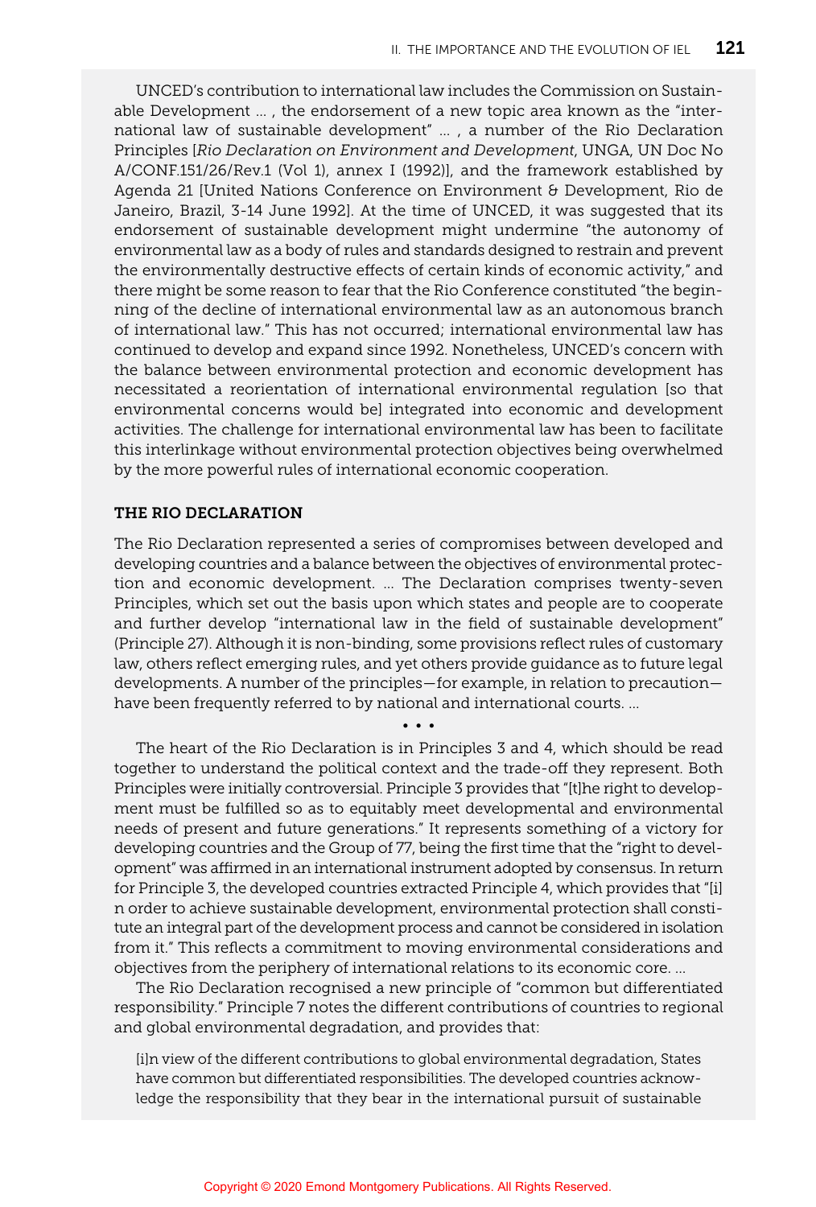UNCED's contribution to international law includes the Commission on Sustainable Development ... , the endorsement of a new topic area known as the "international law of sustainable development" ... , a number of the Rio Declaration Principles [*Rio Declaration on Environment and Development*, UNGA, UN Doc No A/CONF.151/26/Rev.1 (Vol 1), annex I (1992)], and the framework established by Agenda 21 [United Nations Conference on Environment & Development, Rio de Janeiro, Brazil, 3-14 June 1992]. At the time of UNCED, it was suggested that its endorsement of sustainable development might undermine "the autonomy of environmental law as a body of rules and standards designed to restrain and prevent the environmentally destructive effects of certain kinds of economic activity," and there might be some reason to fear that the Rio Conference constituted "the beginning of the decline of international environmental law as an autonomous branch of international law." This has not occurred; international environmental law has continued to develop and expand since 1992. Nonetheless, UNCED's concern with the balance between environmental protection and economic development has necessitated a reorientation of international environmental regulation [so that environmental concerns would be] integrated into economic and development activities. The challenge for international environmental law has been to facilitate this interlinkage without environmental protection objectives being overwhelmed by the more powerful rules of international economic cooperation.

**THE RIO DECLARATION**

The Rio Declaration represented a series of compromises between developed and developing countries and a balance between the objectives of environmental protection and economic development. ... The Declaration comprises twenty-seven Principles, which set out the basis upon which states and people are to cooperate and further develop "international law in the field of sustainable development" (Principle 27). Although it is non-binding, some provisions reflect rules of customary law, others reflect emerging rules, and yet others provide guidance as to future legal developments. A number of the principles—for example, in relation to precaution—have been frequently referred to by national and international courts. ...

• • •

The heart of the Rio Declaration is in Principles 3 and 4, which should be read together to understand the political context and the trade-off they represent. Both Principles were initially controversial. Principle 3 provides that "[t]he right to development must be fulfilled so as to equitably meet developmental and environmental needs of present and future generations." It represents something of a victory for developing countries and the Group of 77, being the first time that the "right to development" was affirmed in an international instrument adopted by consensus. In return for Principle 3, the developed countries extracted Principle 4, which provides that "[i]n order to achieve sustainable development, environmental protection shall constitute an integral part of the development process and cannot be considered in isolation from it." This reflects a commitment to moving environmental considerations and objectives from the periphery of international relations to its economic core. ...

The Rio Declaration recognised a new principle of "common but differentiated responsibility." Principle 7 notes the different contributions of countries to regional and global environmental degradation, and provides that:

> [i]n view of the different contributions to global environmental degradation, States have common but differentiated responsibilities. The developed countries acknowledge the responsibility that they bear in the international pursuit of sustainable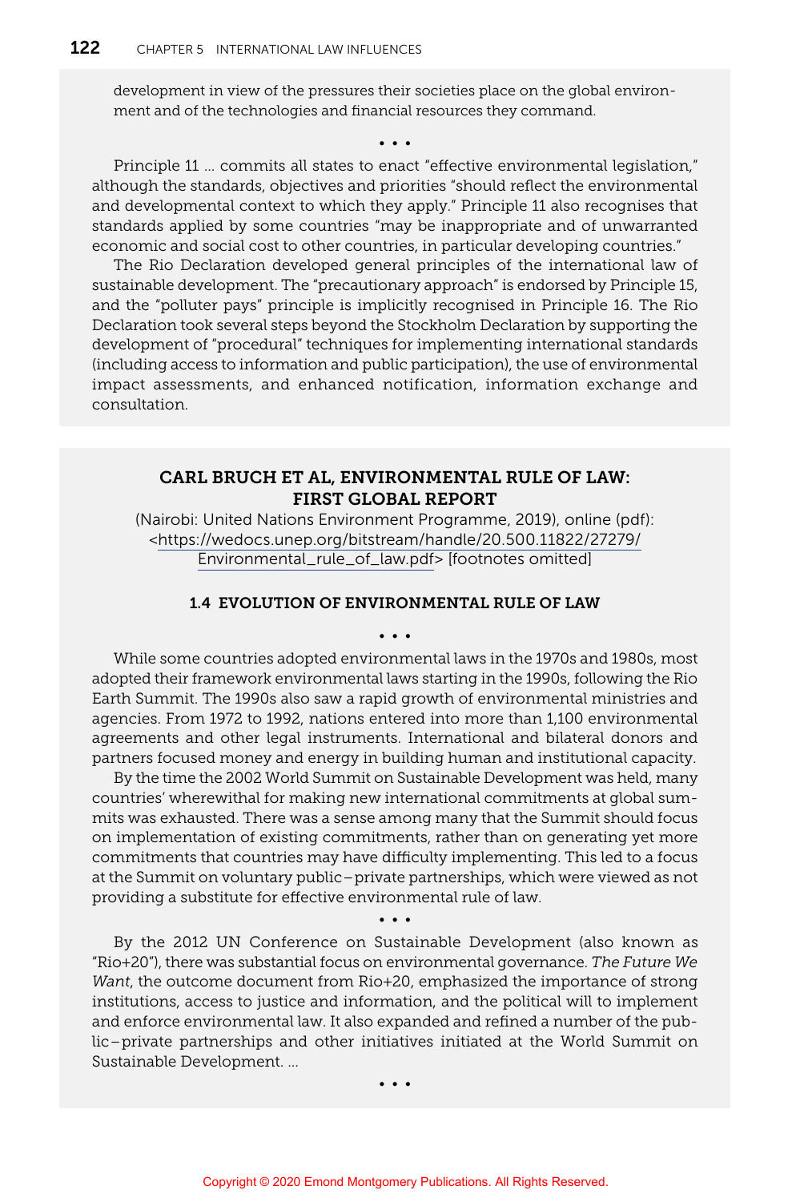development in view of the pressures their societies place on the global environment and of the technologies and financial resources they command.

• • •

Principle 11 … commits all states to enact "effective environmental legislation," although the standards, objectives and priorities "should reflect the environmental and developmental context to which they apply." Principle 11 also recognises that standards applied by some countries "may be inappropriate and of unwarranted economic and social cost to other countries, in particular developing countries."

The Rio Declaration developed general principles of the international law of sustainable development. The "precautionary approach" is endorsed by Principle 15, and the "polluter pays" principle is implicitly recognised in Principle 16. The Rio Declaration took several steps beyond the Stockholm Declaration by supporting the development of "procedural" techniques for implementing international standards (including access to information and public participation), the use of environmental impact assessments, and enhanced notification, information exchange and consultation.

## CARL BRUCH ET AL, ENVIRONMENTAL RULE OF LAW: FIRST GLOBAL REPORT

(Nairobi: United Nations Environment Programme, 2019), online (pdf): <https://wedocs.unep.org/bitstream/handle/20.500.11822/27279/Environmental_rule_of_law.pdf> [footnotes omitted]

### 1.4 EVOLUTION OF ENVIRONMENTAL RULE OF LAW

• • •

While some countries adopted environmental laws in the 1970s and 1980s, most adopted their framework environmental laws starting in the 1990s, following the Rio Earth Summit. The 1990s also saw a rapid growth of environmental ministries and agencies. From 1972 to 1992, nations entered into more than 1,100 environmental agreements and other legal instruments. International and bilateral donors and partners focused money and energy in building human and institutional capacity.

By the time the 2002 World Summit on Sustainable Development was held, many countries' wherewithal for making new international commitments at global summits was exhausted. There was a sense among many that the Summit should focus on implementation of existing commitments, rather than on generating yet more commitments that countries may have difficulty implementing. This led to a focus at the Summit on voluntary public–private partnerships, which were viewed as not providing a substitute for effective environmental rule of law.

• • •

By the 2012 UN Conference on Sustainable Development (also known as "Rio+20"), there was substantial focus on environmental governance. *The Future We Want*, the outcome document from Rio+20, emphasized the importance of strong institutions, access to justice and information, and the political will to implement and enforce environmental law. It also expanded and refined a number of the public–private partnerships and other initiatives initiated at the World Summit on Sustainable Development. …

• • •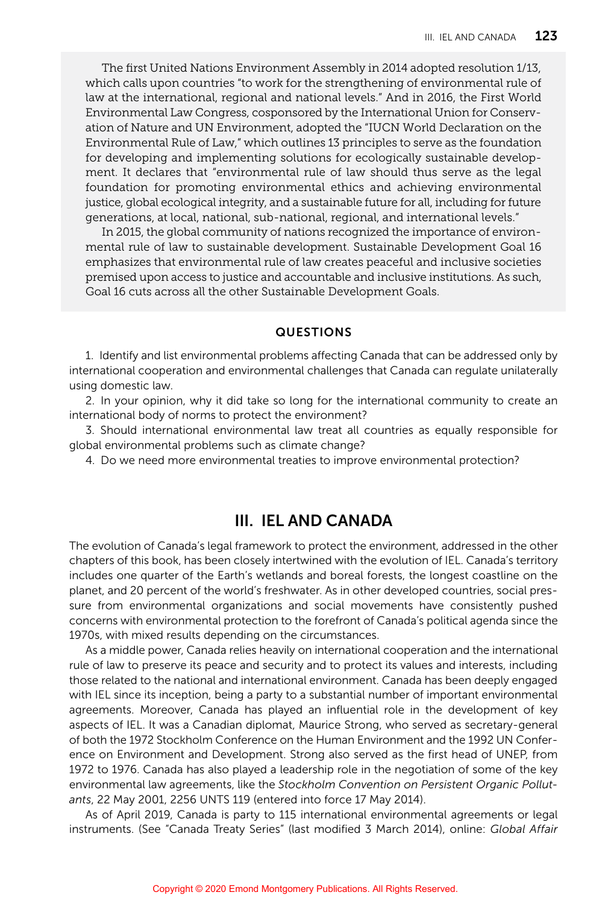The first United Nations Environment Assembly in 2014 adopted resolution 1/13, which calls upon countries "to work for the strengthening of environmental rule of law at the international, regional and national levels." And in 2016, the First World Environmental Law Congress, cosponsored by the International Union for Conservation of Nature and UN Environment, adopted the "IUCN World Declaration on the Environmental Rule of Law," which outlines 13 principles to serve as the foundation for developing and implementing solutions for ecologically sustainable development. It declares that "environmental rule of law should thus serve as the legal foundation for promoting environmental ethics and achieving environmental justice, global ecological integrity, and a sustainable future for all, including for future generations, at local, national, sub-national, regional, and international levels."

In 2015, the global community of nations recognized the importance of environmental rule of law to sustainable development. Sustainable Development Goal 16 emphasizes that environmental rule of law creates peaceful and inclusive societies premised upon access to justice and accountable and inclusive institutions. As such, Goal 16 cuts across all the other Sustainable Development Goals.

#### QUESTIONS

1. Identify and list environmental problems affecting Canada that can be addressed only by international cooperation and environmental challenges that Canada can regulate unilaterally using domestic law.
2. In your opinion, why it did take so long for the international community to create an international body of norms to protect the environment?
3. Should international environmental law treat all countries as equally responsible for global environmental problems such as climate change?
4. Do we need more environmental treaties to improve environmental protection?

## III. IEL AND CANADA

The evolution of Canada's legal framework to protect the environment, addressed in the other chapters of this book, has been closely intertwined with the evolution of IEL. Canada's territory includes one quarter of the Earth's wetlands and boreal forests, the longest coastline on the planet, and 20 percent of the world's freshwater. As in other developed countries, social pressure from environmental organizations and social movements have consistently pushed concerns with environmental protection to the forefront of Canada's political agenda since the 1970s, with mixed results depending on the circumstances.

As a middle power, Canada relies heavily on international cooperation and the international rule of law to preserve its peace and security and to protect its values and interests, including those related to the national and international environment. Canada has been deeply engaged with IEL since its inception, being a party to a substantial number of important environmental agreements. Moreover, Canada has played an influential role in the development of key aspects of IEL. It was a Canadian diplomat, Maurice Strong, who served as secretary-general of both the 1972 Stockholm Conference on the Human Environment and the 1992 UN Conference on Environment and Development. Strong also served as the first head of UNEP, from 1972 to 1976. Canada has also played a leadership role in the negotiation of some of the key environmental law agreements, like the *Stockholm Convention on Persistent Organic Pollutants*, 22 May 2001, 2256 UNTS 119 (entered into force 17 May 2014).

As of April 2019, Canada is party to 115 international environmental agreements or legal instruments. (See "Canada Treaty Series" (last modified 3 March 2014), online: *Global Affair*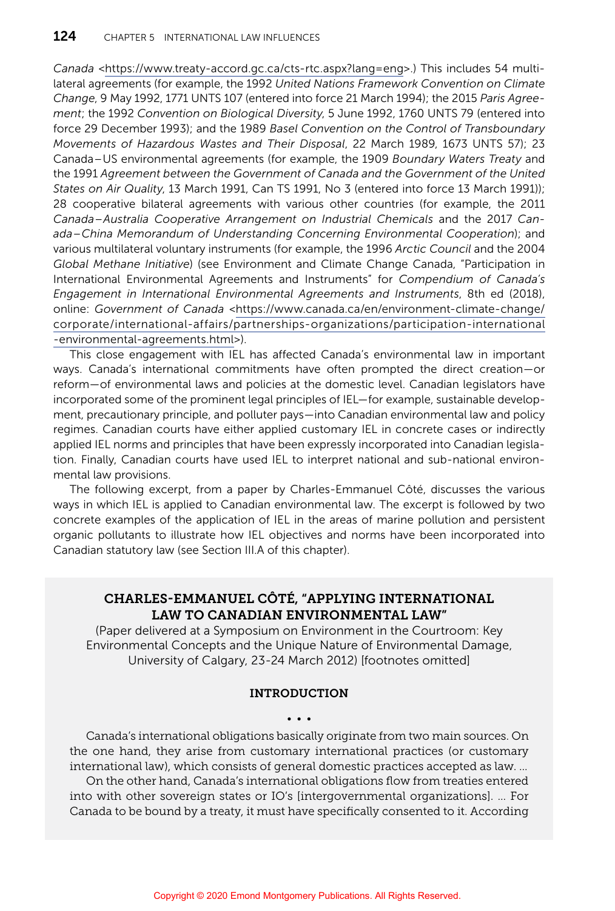*Canada* <https://www.treaty-accord.gc.ca/cts-rtc.aspx?lang=eng>.) This includes 54 multilateral agreements (for example, the 1992 *United Nations Framework Convention on Climate Change*, 9 May 1992, 1771 UNTS 107 (entered into force 21 March 1994); the 2015 *Paris Agreement*; the 1992 *Convention on Biological Diversity*, 5 June 1992, 1760 UNTS 79 (entered into force 29 December 1993); and the 1989 *Basel Convention on the Control of Transboundary Movements of Hazardous Wastes and Their Disposal*, 22 March 1989, 1673 UNTS 57); 23 Canada–US environmental agreements (for example, the 1909 *Boundary Waters Treaty* and the 1991 *Agreement between the Government of Canada and the Government of the United States on Air Quality*, 13 March 1991, Can TS 1991, No 3 (entered into force 13 March 1991)); 28 cooperative bilateral agreements with various other countries (for example, the 2011 *Canada–Australia Cooperative Arrangement on Industrial Chemicals* and the 2017 *Canada–China Memorandum of Understanding Concerning Environmental Cooperation*); and various multilateral voluntary instruments (for example, the 1996 *Arctic Council* and the 2004 *Global Methane Initiative*) (see Environment and Climate Change Canada, "Participation in International Environmental Agreements and Instruments" for *Compendium of Canada's Engagement in International Environmental Agreements and Instruments*, 8th ed (2018), online: *Government of Canada* <https://www.canada.ca/en/environment-climate-change/corporate/international-affairs/partnerships-organizations/participation-international-environmental-agreements.html>).

This close engagement with IEL has affected Canada's environmental law in important ways. Canada's international commitments have often prompted the direct creation—or reform—of environmental laws and policies at the domestic level. Canadian legislators have incorporated some of the prominent legal principles of IEL—for example, sustainable development, precautionary principle, and polluter pays—into Canadian environmental law and policy regimes. Canadian courts have either applied customary IEL in concrete cases or indirectly applied IEL norms and principles that have been expressly incorporated into Canadian legislation. Finally, Canadian courts have used IEL to interpret national and sub-national environmental law provisions.

The following excerpt, from a paper by Charles-Emmanuel Côté, discusses the various ways in which IEL is applied to Canadian environmental law. The excerpt is followed by two concrete examples of the application of IEL in the areas of marine pollution and persistent organic pollutants to illustrate how IEL objectives and norms have been incorporated into Canadian statutory law (see Section III.A of this chapter).

## CHARLES-EMMANUEL CÔTÉ, "APPLYING INTERNATIONAL LAW TO CANADIAN ENVIRONMENTAL LAW"

(Paper delivered at a Symposium on Environment in the Courtroom: Key Environmental Concepts and the Unique Nature of Environmental Damage, University of Calgary, 23-24 March 2012) [footnotes omitted]

### INTRODUCTION

• • •

Canada's international obligations basically originate from two main sources. On the one hand, they arise from customary international practices (or customary international law), which consists of general domestic practices accepted as law. …

On the other hand, Canada's international obligations flow from treaties entered into with other sovereign states or IO's [intergovernmental organizations]. … For Canada to be bound by a treaty, it must have specifically consented to it. According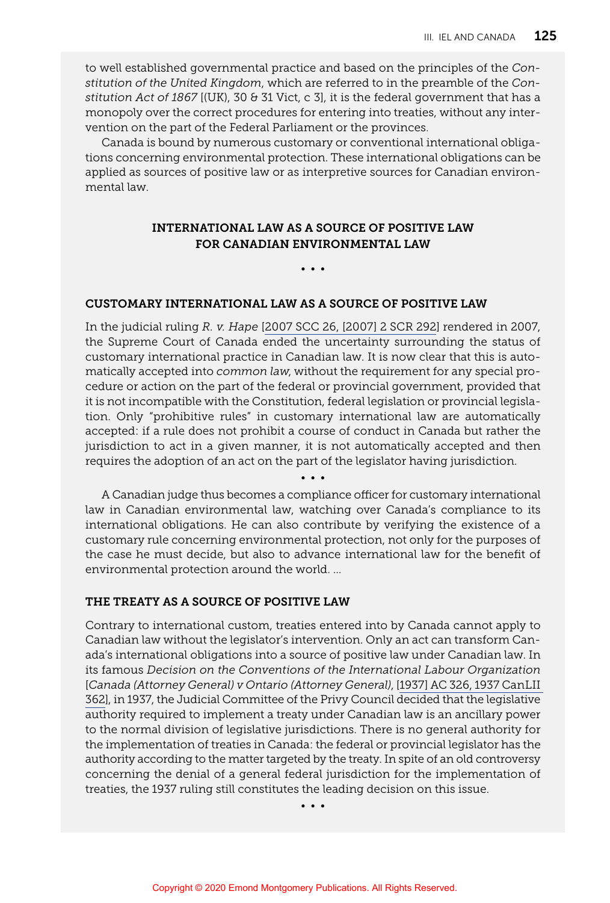to well established governmental practice and based on the principles of the *Constitution of the United Kingdom*, which are referred to in the preamble of the *Constitution Act of 1867* [(UK), 30 & 31 Vict, c 3], it is the federal government that has a monopoly over the correct procedures for entering into treaties, without any intervention on the part of the Federal Parliament or the provinces.

Canada is bound by numerous customary or conventional international obligations concerning environmental protection. These international obligations can be applied as sources of positive law or as interpretive sources for Canadian environmental law.

### INTERNATIONAL LAW AS A SOURCE OF POSITIVE LAW FOR CANADIAN ENVIRONMENTAL LAW

• • •

#### CUSTOMARY INTERNATIONAL LAW AS A SOURCE OF POSITIVE LAW

In the judicial ruling *R. v. Hape* [2007 SCC 26, [2007] 2 SCR 292] rendered in 2007, the Supreme Court of Canada ended the uncertainty surrounding the status of customary international practice in Canadian law. It is now clear that this is automatically accepted into *common law*, without the requirement for any special procedure or action on the part of the federal or provincial government, provided that it is not incompatible with the Constitution, federal legislation or provincial legislation. Only "prohibitive rules" in customary international law are automatically accepted: if a rule does not prohibit a course of conduct in Canada but rather the jurisdiction to act in a given manner, it is not automatically accepted and then requires the adoption of an act on the part of the legislator having jurisdiction.

• • •

A Canadian judge thus becomes a compliance officer for customary international law in Canadian environmental law, watching over Canada's compliance to its international obligations. He can also contribute by verifying the existence of a customary rule concerning environmental protection, not only for the purposes of the case he must decide, but also to advance international law for the benefit of environmental protection around the world. ...

#### THE TREATY AS A SOURCE OF POSITIVE LAW

Contrary to international custom, treaties entered into by Canada cannot apply to Canadian law without the legislator's intervention. Only an act can transform Canada's international obligations into a source of positive law under Canadian law. In its famous *Decision on the Conventions of the International Labour Organization* [*Canada (Attorney General) v Ontario (Attorney General)*, [1937] AC 326, 1937 CanLII 362], in 1937, the Judicial Committee of the Privy Council decided that the legislative authority required to implement a treaty under Canadian law is an ancillary power to the normal division of legislative jurisdictions. There is no general authority for the implementation of treaties in Canada: the federal or provincial legislator has the authority according to the matter targeted by the treaty. In spite of an old controversy concerning the denial of a general federal jurisdiction for the implementation of treaties, the 1937 ruling still constitutes the leading decision on this issue.

• • •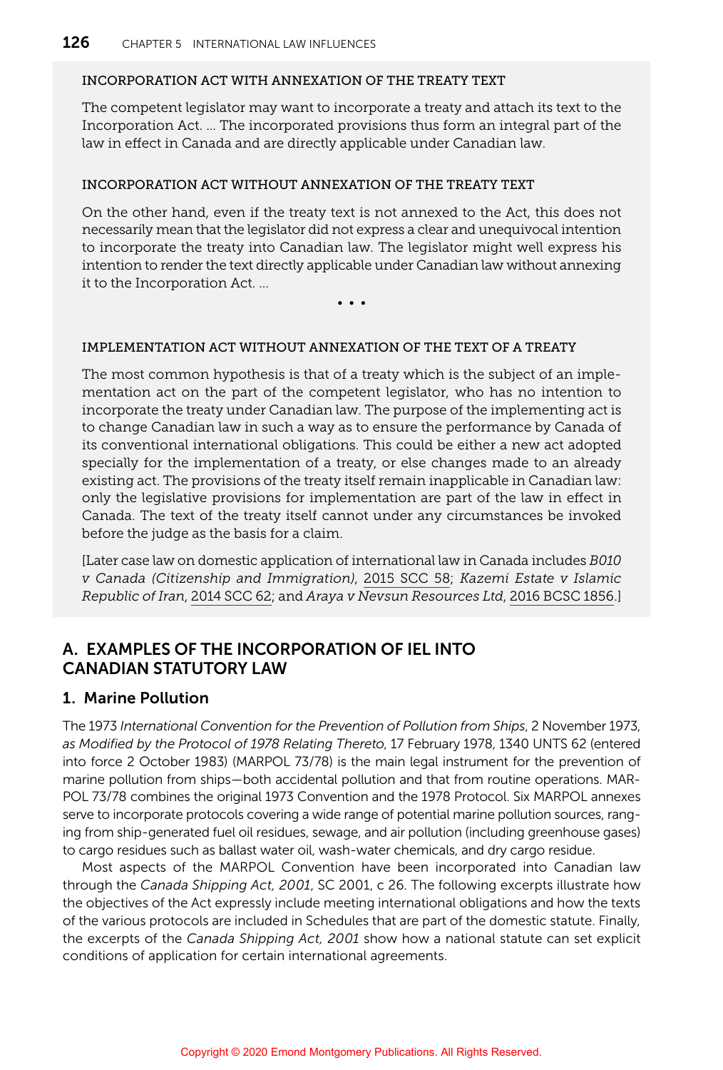#### INCORPORATION ACT WITH ANNEXATION OF THE TREATY TEXT

The competent legislator may want to incorporate a treaty and attach its text to the Incorporation Act. … The incorporated provisions thus form an integral part of the law in effect in Canada and are directly applicable under Canadian law.

#### INCORPORATION ACT WITHOUT ANNEXATION OF THE TREATY TEXT

On the other hand, even if the treaty text is not annexed to the Act, this does not necessarily mean that the legislator did not express a clear and unequivocal intention to incorporate the treaty into Canadian law. The legislator might well express his intention to render the text directly applicable under Canadian law without annexing it to the Incorporation Act. …

• • •

#### IMPLEMENTATION ACT WITHOUT ANNEXATION OF THE TEXT OF A TREATY

The most common hypothesis is that of a treaty which is the subject of an implementation act on the part of the competent legislator, who has no intention to incorporate the treaty under Canadian law. The purpose of the implementing act is to change Canadian law in such a way as to ensure the performance by Canada of its conventional international obligations. This could be either a new act adopted specially for the implementation of a treaty, or else changes made to an already existing act. The provisions of the treaty itself remain inapplicable in Canadian law: only the legislative provisions for implementation are part of the law in effect in Canada. The text of the treaty itself cannot under any circumstances be invoked before the judge as the basis for a claim.

[Later case law on domestic application of international law in Canada includes *B010 v Canada (Citizenship and Immigration)*, 2015 SCC 58; *Kazemi Estate v Islamic Republic of Iran*, 2014 SCC 62; and *Araya v Nevsun Resources Ltd*, 2016 BCSC 1856.]

## A. EXAMPLES OF THE INCORPORATION OF IEL INTO CANADIAN STATUTORY LAW

### 1. Marine Pollution

The 1973 *International Convention for the Prevention of Pollution from Ships*, 2 November 1973, *as Modified by the Protocol of 1978 Relating Thereto*, 17 February 1978, 1340 UNTS 62 (entered into force 2 October 1983) (MARPOL 73/78) is the main legal instrument for the prevention of marine pollution from ships—both accidental pollution and that from routine operations. MARPOL 73/78 combines the original 1973 Convention and the 1978 Protocol. Six MARPOL annexes serve to incorporate protocols covering a wide range of potential marine pollution sources, ranging from ship-generated fuel oil residues, sewage, and air pollution (including greenhouse gases) to cargo residues such as ballast water oil, wash-water chemicals, and dry cargo residue.

Most aspects of the MARPOL Convention have been incorporated into Canadian law through the *Canada Shipping Act, 2001*, SC 2001, c 26. The following excerpts illustrate how the objectives of the Act expressly include meeting international obligations and how the texts of the various protocols are included in Schedules that are part of the domestic statute. Finally, the excerpts of the *Canada Shipping Act, 2001* show how a national statute can set explicit conditions of application for certain international agreements.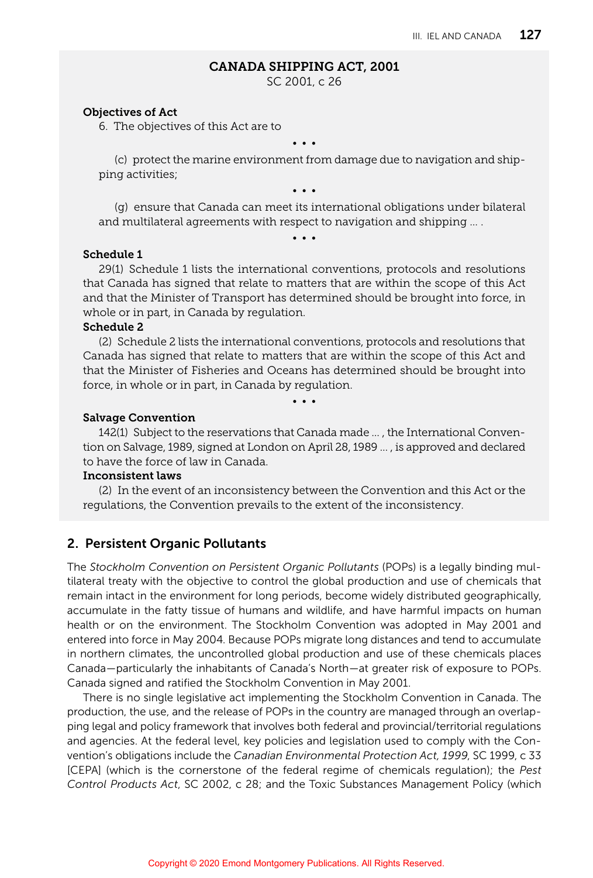**CANADA SHIPPING ACT, 2001**
SC 2001, c 26

**Objectives of Act**

6. The objectives of this Act are to

• • •

(c) protect the marine environment from damage due to navigation and shipping activities;

• • •

(g) ensure that Canada can meet its international obligations under bilateral and multilateral agreements with respect to navigation and shipping … .

• • •

**Schedule 1**

29(1) Schedule 1 lists the international conventions, protocols and resolutions that Canada has signed that relate to matters that are within the scope of this Act and that the Minister of Transport has determined should be brought into force, in whole or in part, in Canada by regulation.

**Schedule 2**

(2) Schedule 2 lists the international conventions, protocols and resolutions that Canada has signed that relate to matters that are within the scope of this Act and that the Minister of Fisheries and Oceans has determined should be brought into force, in whole or in part, in Canada by regulation.

• • •

**Salvage Convention**

142(1) Subject to the reservations that Canada made … , the International Convention on Salvage, 1989, signed at London on April 28, 1989 … , is approved and declared to have the force of law in Canada.

**Inconsistent laws**

(2) In the event of an inconsistency between the Convention and this Act or the regulations, the Convention prevails to the extent of the inconsistency.

## 2. Persistent Organic Pollutants

The *Stockholm Convention on Persistent Organic Pollutants* (POPs) is a legally binding multilateral treaty with the objective to control the global production and use of chemicals that remain intact in the environment for long periods, become widely distributed geographically, accumulate in the fatty tissue of humans and wildlife, and have harmful impacts on human health or on the environment. The Stockholm Convention was adopted in May 2001 and entered into force in May 2004. Because POPs migrate long distances and tend to accumulate in northern climates, the uncontrolled global production and use of these chemicals places Canada—particularly the inhabitants of Canada's North—at greater risk of exposure to POPs. Canada signed and ratified the Stockholm Convention in May 2001.

There is no single legislative act implementing the Stockholm Convention in Canada. The production, the use, and the release of POPs in the country are managed through an overlapping legal and policy framework that involves both federal and provincial/territorial regulations and agencies. At the federal level, key policies and legislation used to comply with the Convention's obligations include the *Canadian Environmental Protection Act, 1999*, SC 1999, c 33 [CEPA] (which is the cornerstone of the federal regime of chemicals regulation); the *Pest Control Products Act*, SC 2002, c 28; and the Toxic Substances Management Policy (which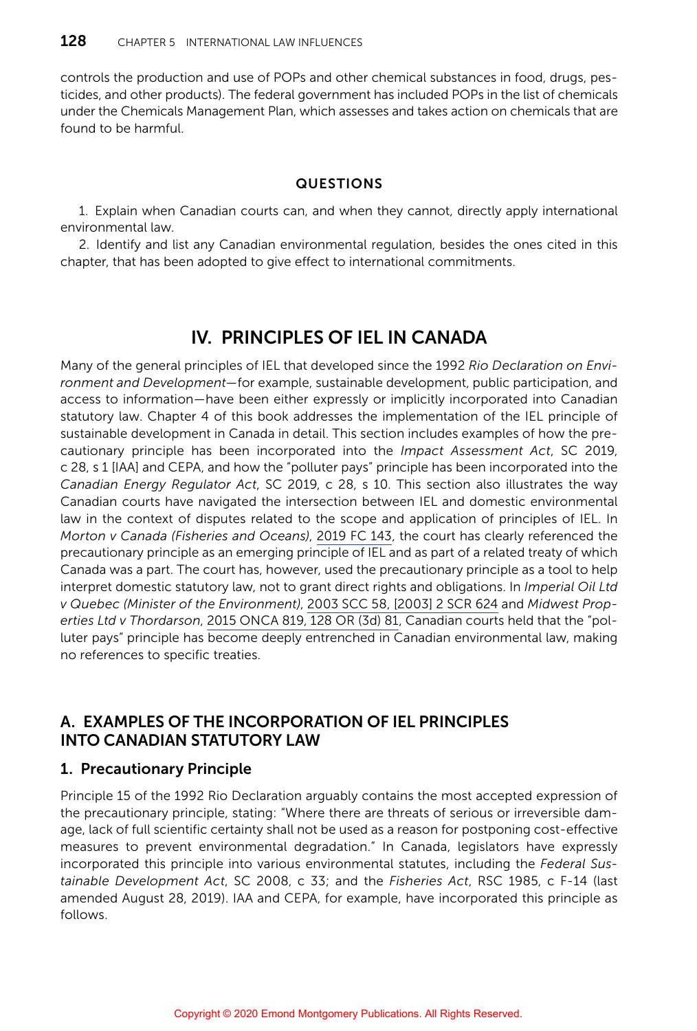controls the production and use of POPs and other chemical substances in food, drugs, pesticides, and other products). The federal government has included POPs in the list of chemicals under the Chemicals Management Plan, which assesses and takes action on chemicals that are found to be harmful.

#### QUESTIONS

1. Explain when Canadian courts can, and when they cannot, directly apply international environmental law.
2. Identify and list any Canadian environmental regulation, besides the ones cited in this chapter, that has been adopted to give effect to international commitments.

## IV. PRINCIPLES OF IEL IN CANADA

Many of the general principles of IEL that developed since the 1992 *Rio Declaration on Environment and Development*—for example, sustainable development, public participation, and access to information—have been either expressly or implicitly incorporated into Canadian statutory law. Chapter 4 of this book addresses the implementation of the IEL principle of sustainable development in Canada in detail. This section includes examples of how the precautionary principle has been incorporated into the *Impact Assessment Act*, SC 2019, c 28, s 1 [IAA] and CEPA, and how the "polluter pays" principle has been incorporated into the *Canadian Energy Regulator Act*, SC 2019, c 28, s 10. This section also illustrates the way Canadian courts have navigated the intersection between IEL and domestic environmental law in the context of disputes related to the scope and application of principles of IEL. In *Morton v Canada (Fisheries and Oceans)*, 2019 FC 143, the court has clearly referenced the precautionary principle as an emerging principle of IEL and as part of a related treaty of which Canada was a part. The court has, however, used the precautionary principle as a tool to help interpret domestic statutory law, not to grant direct rights and obligations. In *Imperial Oil Ltd v Quebec (Minister of the Environment)*, 2003 SCC 58, [2003] 2 SCR 624 and *Midwest Properties Ltd v Thordarson*, 2015 ONCA 819, 128 OR (3d) 81, Canadian courts held that the "polluter pays" principle has become deeply entrenched in Canadian environmental law, making no references to specific treaties.

### A. EXAMPLES OF THE INCORPORATION OF IEL PRINCIPLES INTO CANADIAN STATUTORY LAW

#### 1. Precautionary Principle

Principle 15 of the 1992 Rio Declaration arguably contains the most accepted expression of the precautionary principle, stating: "Where there are threats of serious or irreversible damage, lack of full scientific certainty shall not be used as a reason for postponing cost-effective measures to prevent environmental degradation." In Canada, legislators have expressly incorporated this principle into various environmental statutes, including the *Federal Sustainable Development Act*, SC 2008, c 33; and the *Fisheries Act*, RSC 1985, c F-14 (last amended August 28, 2019). IAA and CEPA, for example, have incorporated this principle as follows.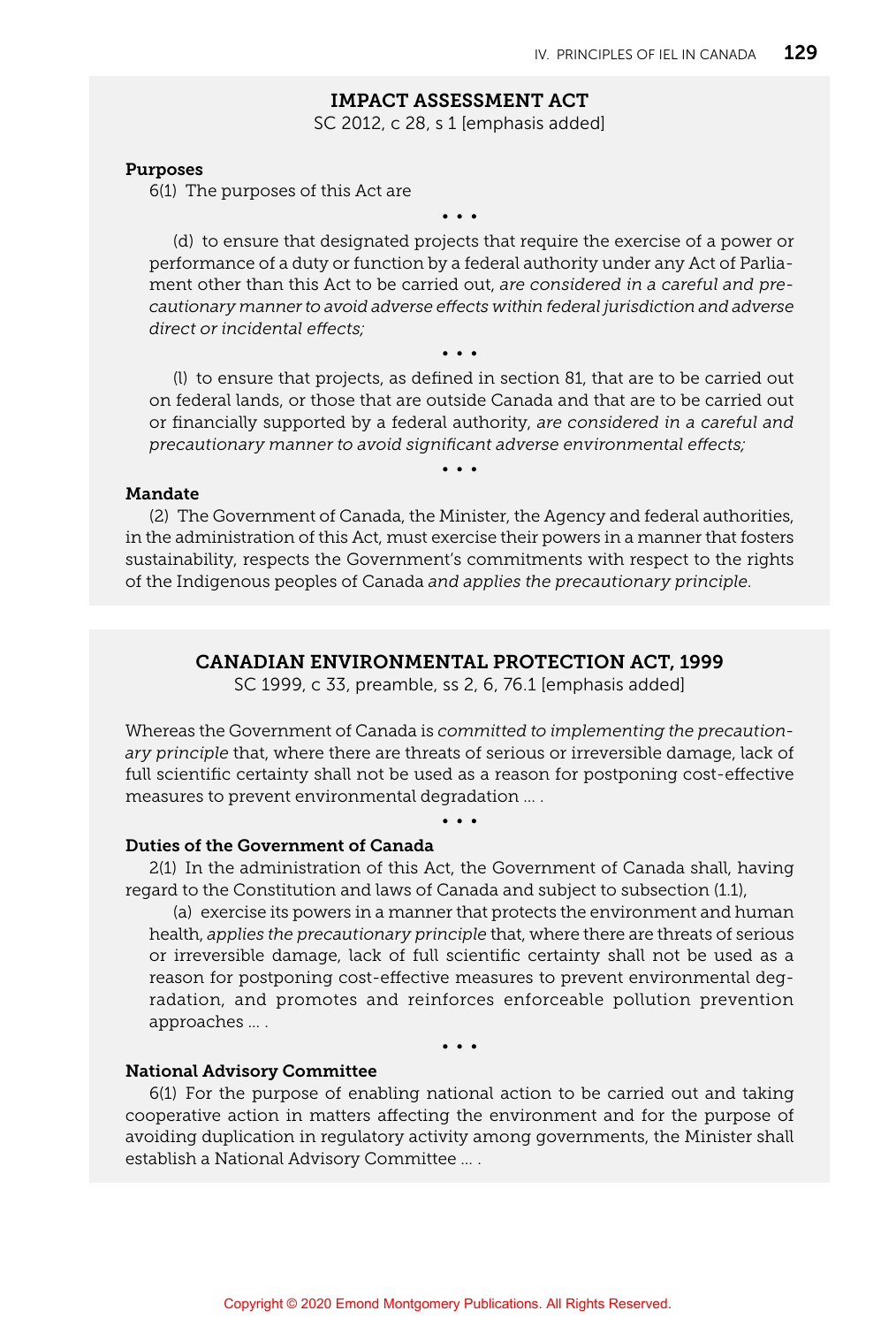### IMPACT ASSESSMENT ACT

SC 2012, c 28, s 1 [emphasis added]

**Purposes**

6(1) The purposes of this Act are

• • •

(d) to ensure that designated projects that require the exercise of a power or performance of a duty or function by a federal authority under any Act of Parliament other than this Act to be carried out, *are considered in a careful and precautionary manner to avoid adverse effects within federal jurisdiction and adverse direct or incidental effects;*

• • •

(l) to ensure that projects, as defined in section 81, that are to be carried out on federal lands, or those that are outside Canada and that are to be carried out or financially supported by a federal authority, *are considered in a careful and precautionary manner to avoid significant adverse environmental effects;*

• • •

**Mandate**

(2) The Government of Canada, the Minister, the Agency and federal authorities, in the administration of this Act, must exercise their powers in a manner that fosters sustainability, respects the Government's commitments with respect to the rights of the Indigenous peoples of Canada *and applies the precautionary principle*.

### CANADIAN ENVIRONMENTAL PROTECTION ACT, 1999

SC 1999, c 33, preamble, ss 2, 6, 76.1 [emphasis added]

Whereas the Government of Canada is *committed to implementing the precautionary principle* that, where there are threats of serious or irreversible damage, lack of full scientific certainty shall not be used as a reason for postponing cost-effective measures to prevent environmental degradation … .

• • •

**Duties of the Government of Canada**

2(1) In the administration of this Act, the Government of Canada shall, having regard to the Constitution and laws of Canada and subject to subsection (1.1),

(a) exercise its powers in a manner that protects the environment and human health, *applies the precautionary principle* that, where there are threats of serious or irreversible damage, lack of full scientific certainty shall not be used as a reason for postponing cost-effective measures to prevent environmental degradation, and promotes and reinforces enforceable pollution prevention approaches … .

• • •

**National Advisory Committee**

6(1) For the purpose of enabling national action to be carried out and taking cooperative action in matters affecting the environment and for the purpose of avoiding duplication in regulatory activity among governments, the Minister shall establish a National Advisory Committee … .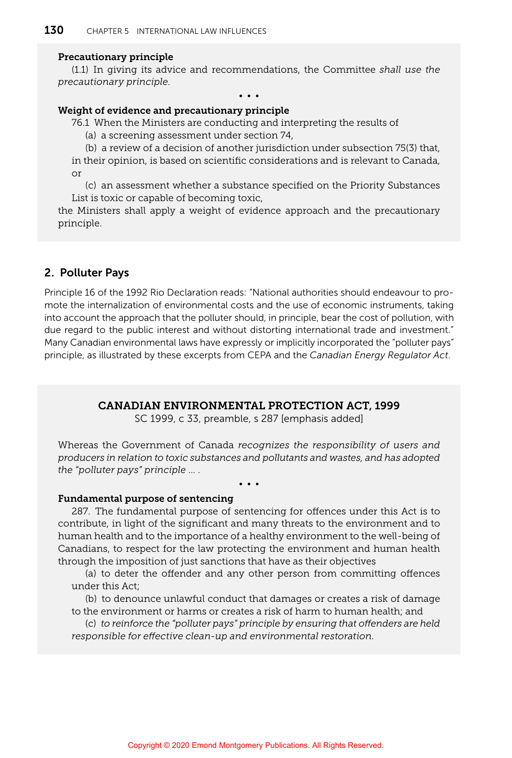**Precautionary principle**

(1.1) In giving its advice and recommendations, the Committee *shall use the precautionary principle*.

• • •

**Weight of evidence and precautionary principle**

76.1 When the Ministers are conducting and interpreting the results of

(a) a screening assessment under section 74,

(b) a review of a decision of another jurisdiction under subsection 75(3) that, in their opinion, is based on scientific considerations and is relevant to Canada, or

(c) an assessment whether a substance specified on the Priority Substances List is toxic or capable of becoming toxic,

the Ministers shall apply a weight of evidence approach and the precautionary principle.

## 2. Polluter Pays

Principle 16 of the 1992 Rio Declaration reads: "National authorities should endeavour to promote the internalization of environmental costs and the use of economic instruments, taking into account the approach that the polluter should, in principle, bear the cost of pollution, with due regard to the public interest and without distorting international trade and investment." Many Canadian environmental laws have expressly or implicitly incorporated the "polluter pays" principle, as illustrated by these excerpts from CEPA and the *Canadian Energy Regulator Act*.

### CANADIAN ENVIRONMENTAL PROTECTION ACT, 1999

SC 1999, c 33, preamble, s 287 [emphasis added]

Whereas the Government of Canada *recognizes the responsibility of users and producers in relation to toxic substances and pollutants and wastes, and has adopted the "polluter pays" principle* … .

• • •

**Fundamental purpose of sentencing**

287. The fundamental purpose of sentencing for offences under this Act is to contribute, in light of the significant and many threats to the environment and to human health and to the importance of a healthy environment to the well-being of Canadians, to respect for the law protecting the environment and human health through the imposition of just sanctions that have as their objectives

(a) to deter the offender and any other person from committing offences under this Act;

(b) to denounce unlawful conduct that damages or creates a risk of damage to the environment or harms or creates a risk of harm to human health; and

(c) *to reinforce the "polluter pays" principle by ensuring that offenders are held responsible for effective clean-up and environmental restoration*.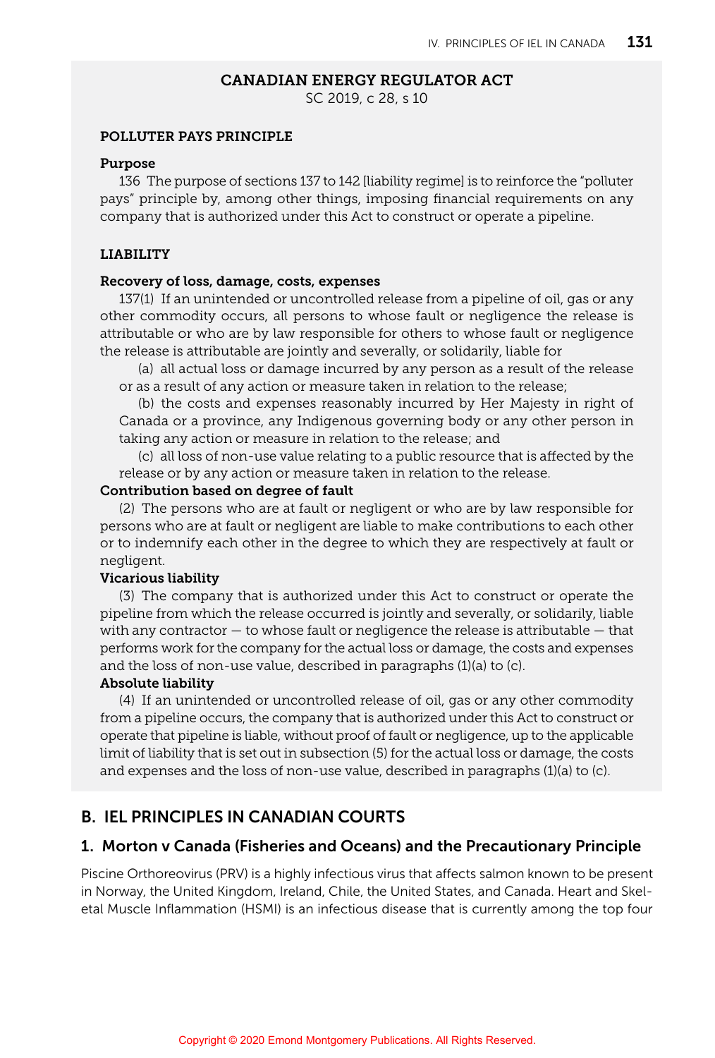**CANADIAN ENERGY REGULATOR ACT**
SC 2019, c 28, s 10

**POLLUTER PAYS PRINCIPLE**

**Purpose**

136 The purpose of sections 137 to 142 [liability regime] is to reinforce the "polluter pays" principle by, among other things, imposing financial requirements on any company that is authorized under this Act to construct or operate a pipeline.

**LIABILITY**

**Recovery of loss, damage, costs, expenses**

137(1) If an unintended or uncontrolled release from a pipeline of oil, gas or any other commodity occurs, all persons to whose fault or negligence the release is attributable or who are by law responsible for others to whose fault or negligence the release is attributable are jointly and severally, or solidarily, liable for

(a) all actual loss or damage incurred by any person as a result of the release or as a result of any action or measure taken in relation to the release;

(b) the costs and expenses reasonably incurred by Her Majesty in right of Canada or a province, any Indigenous governing body or any other person in taking any action or measure in relation to the release; and

(c) all loss of non-use value relating to a public resource that is affected by the release or by any action or measure taken in relation to the release.

**Contribution based on degree of fault**

(2) The persons who are at fault or negligent or who are by law responsible for persons who are at fault or negligent are liable to make contributions to each other or to indemnify each other in the degree to which they are respectively at fault or negligent.

**Vicarious liability**

(3) The company that is authorized under this Act to construct or operate the pipeline from which the release occurred is jointly and severally, or solidarily, liable with any contractor — to whose fault or negligence the release is attributable — that performs work for the company for the actual loss or damage, the costs and expenses and the loss of non-use value, described in paragraphs (1)(a) to (c).

**Absolute liability**

(4) If an unintended or uncontrolled release of oil, gas or any other commodity from a pipeline occurs, the company that is authorized under this Act to construct or operate that pipeline is liable, without proof of fault or negligence, up to the applicable limit of liability that is set out in subsection (5) for the actual loss or damage, the costs and expenses and the loss of non-use value, described in paragraphs (1)(a) to (c).

## B. IEL PRINCIPLES IN CANADIAN COURTS

### 1. Morton v Canada (Fisheries and Oceans) and the Precautionary Principle

Piscine Orthoreovirus (PRV) is a highly infectious virus that affects salmon known to be present in Norway, the United Kingdom, Ireland, Chile, the United States, and Canada. Heart and Skeletal Muscle Inflammation (HSMI) is an infectious disease that is currently among the top four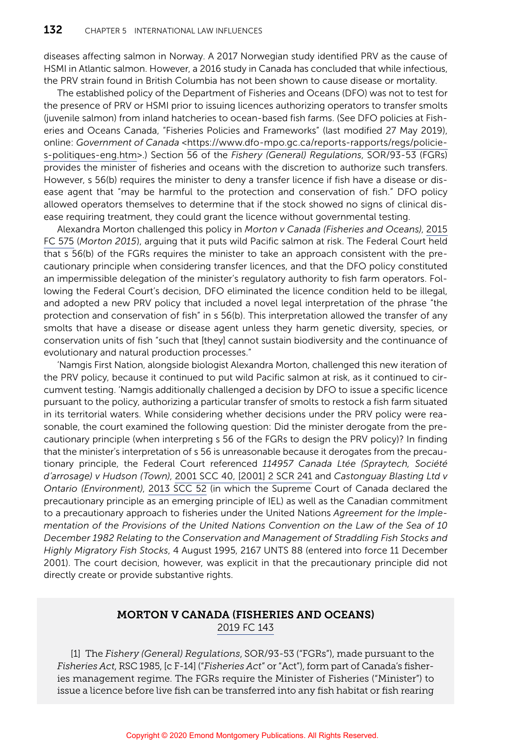diseases affecting salmon in Norway. A 2017 Norwegian study identified PRV as the cause of HSMI in Atlantic salmon. However, a 2016 study in Canada has concluded that while infectious, the PRV strain found in British Columbia has not been shown to cause disease or mortality.

The established policy of the Department of Fisheries and Oceans (DFO) was not to test for the presence of PRV or HSMI prior to issuing licences authorizing operators to transfer smolts (juvenile salmon) from inland hatcheries to ocean-based fish farms. (See DFO policies at Fisheries and Oceans Canada, "Fisheries Policies and Frameworks" (last modified 27 May 2019), online: *Government of Canada* <https://www.dfo-mpo.gc.ca/reports-rapports/regs/policies-politiques-eng.htm>.) Section 56 of the *Fishery (General) Regulations*, SOR/93-53 (FGRs) provides the minister of fisheries and oceans with the discretion to authorize such transfers. However, s 56(b) requires the minister to deny a transfer licence if fish have a disease or disease agent that "may be harmful to the protection and conservation of fish." DFO policy allowed operators themselves to determine that if the stock showed no signs of clinical disease requiring treatment, they could grant the licence without governmental testing.

Alexandra Morton challenged this policy in *Morton v Canada (Fisheries and Oceans)*, 2015 FC 575 (*Morton 2015*), arguing that it puts wild Pacific salmon at risk. The Federal Court held that s 56(b) of the FGRs requires the minister to take an approach consistent with the precautionary principle when considering transfer licences, and that the DFO policy constituted an impermissible delegation of the minister's regulatory authority to fish farm operators. Following the Federal Court's decision, DFO eliminated the licence condition held to be illegal, and adopted a new PRV policy that included a novel legal interpretation of the phrase "the protection and conservation of fish" in s 56(b). This interpretation allowed the transfer of any smolts that have a disease or disease agent unless they harm genetic diversity, species, or conservation units of fish "such that [they] cannot sustain biodiversity and the continuance of evolutionary and natural production processes."

'Namgis First Nation, alongside biologist Alexandra Morton, challenged this new iteration of the PRV policy, because it continued to put wild Pacific salmon at risk, as it continued to circumvent testing. 'Namgis additionally challenged a decision by DFO to issue a specific licence pursuant to the policy, authorizing a particular transfer of smolts to restock a fish farm situated in its territorial waters. While considering whether decisions under the PRV policy were reasonable, the court examined the following question: Did the minister derogate from the precautionary principle (when interpreting s 56 of the FGRs to design the PRV policy)? In finding that the minister's interpretation of s 56 is unreasonable because it derogates from the precautionary principle, the Federal Court referenced *114957 Canada Ltée (Spraytech, Société d'arrosage) v Hudson (Town)*, 2001 SCC 40, [2001] 2 SCR 241 and *Castonguay Blasting Ltd v Ontario (Environment)*, 2013 SCC 52 (in which the Supreme Court of Canada declared the precautionary principle as an emerging principle of IEL) as well as the Canadian commitment to a precautionary approach to fisheries under the United Nations *Agreement for the Implementation of the Provisions of the United Nations Convention on the Law of the Sea of 10 December 1982 Relating to the Conservation and Management of Straddling Fish Stocks and Highly Migratory Fish Stocks*, 4 August 1995, 2167 UNTS 88 (entered into force 11 December 2001). The court decision, however, was explicit in that the precautionary principle did not directly create or provide substantive rights.

## MORTON V CANADA (FISHERIES AND OCEANS)

2019 FC 143

[1] The *Fishery (General) Regulations*, SOR/93-53 ("FGRs"), made pursuant to the *Fisheries Act*, RSC 1985, [c F-14] ("*Fisheries Act*" or "Act"), form part of Canada's fisheries management regime. The FGRs require the Minister of Fisheries ("Minister") to issue a licence before live fish can be transferred into any fish habitat or fish rearing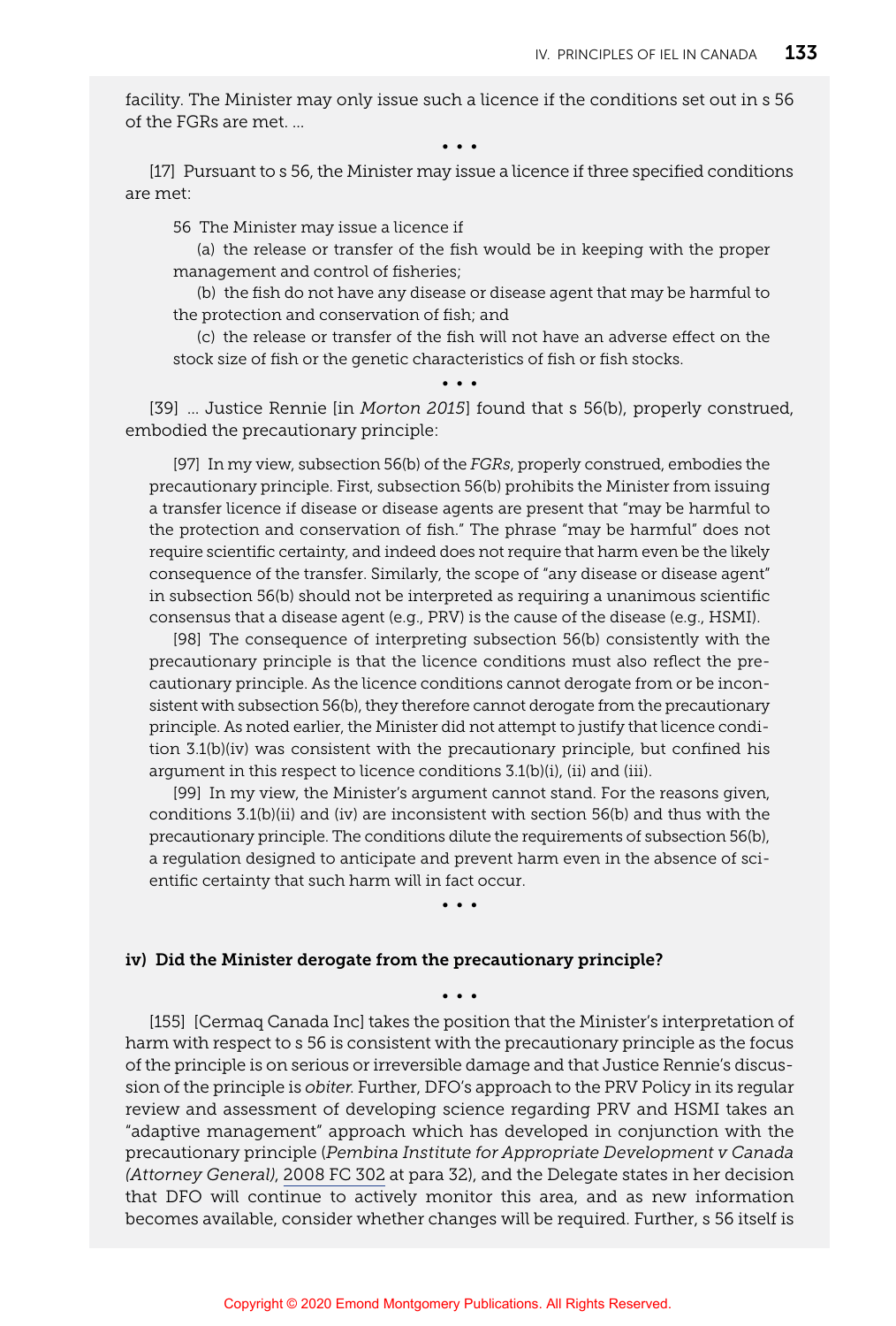facility. The Minister may only issue such a licence if the conditions set out in s 56 of the FGRs are met. …

• • •

[17] Pursuant to s 56, the Minister may issue a licence if three specified conditions are met:

> 56 The Minister may issue a licence if
>
> (a) the release or transfer of the fish would be in keeping with the proper management and control of fisheries;
>
> (b) the fish do not have any disease or disease agent that may be harmful to the protection and conservation of fish; and
>
> (c) the release or transfer of the fish will not have an adverse effect on the stock size of fish or the genetic characteristics of fish or fish stocks.

• • •

[39] … Justice Rennie [in *Morton 2015*] found that s 56(b), properly construed, embodied the precautionary principle:

> [97] In my view, subsection 56(b) of the *FGRs*, properly construed, embodies the precautionary principle. First, subsection 56(b) prohibits the Minister from issuing a transfer licence if disease or disease agents are present that "may be harmful to the protection and conservation of fish." The phrase "may be harmful" does not require scientific certainty, and indeed does not require that harm even be the likely consequence of the transfer. Similarly, the scope of "any disease or disease agent" in subsection 56(b) should not be interpreted as requiring a unanimous scientific consensus that a disease agent (e.g., PRV) is the cause of the disease (e.g., HSMI).
>
> [98] The consequence of interpreting subsection 56(b) consistently with the precautionary principle is that the licence conditions must also reflect the precautionary principle. As the licence conditions cannot derogate from or be inconsistent with subsection 56(b), they therefore cannot derogate from the precautionary principle. As noted earlier, the Minister did not attempt to justify that licence condition 3.1(b)(iv) was consistent with the precautionary principle, but confined his argument in this respect to licence conditions 3.1(b)(i), (ii) and (iii).
>
> [99] In my view, the Minister's argument cannot stand. For the reasons given, conditions 3.1(b)(ii) and (iv) are inconsistent with section 56(b) and thus with the precautionary principle. The conditions dilute the requirements of subsection 56(b), a regulation designed to anticipate and prevent harm even in the absence of scientific certainty that such harm will in fact occur.

• • •

#### iv) Did the Minister derogate from the precautionary principle?

• • •

[155] [Cermaq Canada Inc] takes the position that the Minister's interpretation of harm with respect to s 56 is consistent with the precautionary principle as the focus of the principle is on serious or irreversible damage and that Justice Rennie's discussion of the principle is *obiter*. Further, DFO's approach to the PRV Policy in its regular review and assessment of developing science regarding PRV and HSMI takes an "adaptive management" approach which has developed in conjunction with the precautionary principle (*Pembina Institute for Appropriate Development v Canada (Attorney General)*, 2008 FC 302 at para 32), and the Delegate states in her decision that DFO will continue to actively monitor this area, and as new information becomes available, consider whether changes will be required. Further, s 56 itself is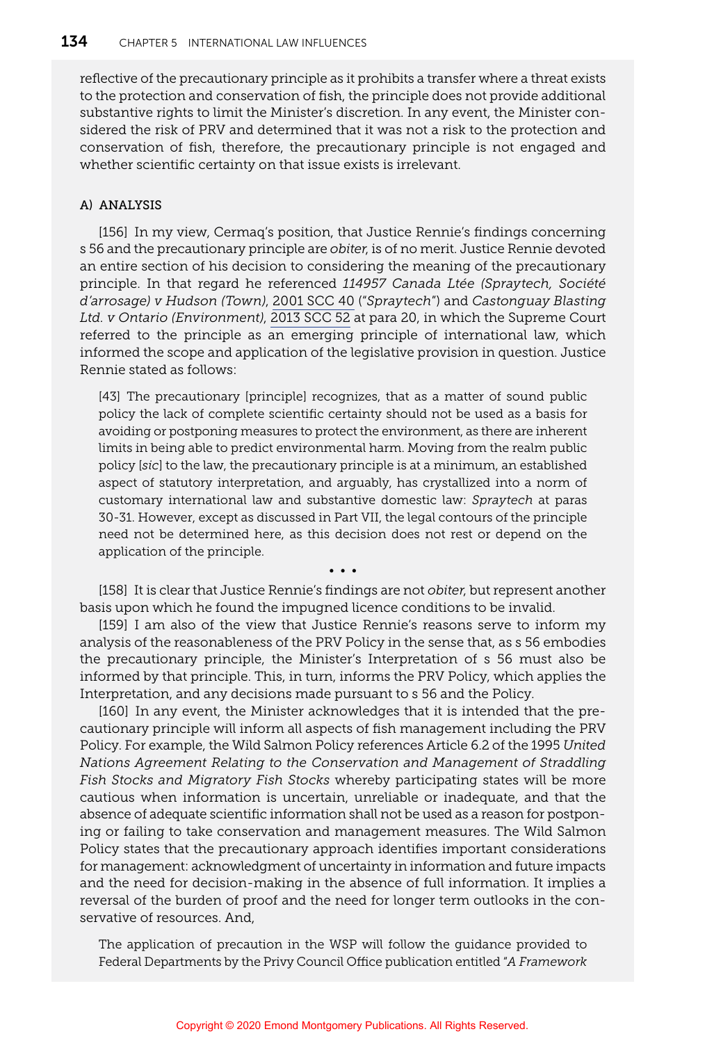reflective of the precautionary principle as it prohibits a transfer where a threat exists to the protection and conservation of fish, the principle does not provide additional substantive rights to limit the Minister's discretion. In any event, the Minister considered the risk of PRV and determined that it was not a risk to the protection and conservation of fish, therefore, the precautionary principle is not engaged and whether scientific certainty on that issue exists is irrelevant.

#### A) ANALYSIS

[156] In my view, Cermaq's position, that Justice Rennie's findings concerning s 56 and the precautionary principle are *obiter*, is of no merit. Justice Rennie devoted an entire section of his decision to considering the meaning of the precautionary principle. In that regard he referenced *114957 Canada Ltée (Spraytech, Société d'arrosage) v Hudson (Town)*, 2001 SCC 40 ("*Spraytech*") and *Castonguay Blasting Ltd. v Ontario (Environment)*, 2013 SCC 52 at para 20, in which the Supreme Court referred to the principle as an emerging principle of international law, which informed the scope and application of the legislative provision in question. Justice Rennie stated as follows:

> [43] The precautionary [principle] recognizes, that as a matter of sound public policy the lack of complete scientific certainty should not be used as a basis for avoiding or postponing measures to protect the environment, as there are inherent limits in being able to predict environmental harm. Moving from the realm public policy [*sic*] to the law, the precautionary principle is at a minimum, an established aspect of statutory interpretation, and arguably, has crystallized into a norm of customary international law and substantive domestic law: *Spraytech* at paras 30-31. However, except as discussed in Part VII, the legal contours of the principle need not be determined here, as this decision does not rest or depend on the application of the principle.

• • •

[158] It is clear that Justice Rennie's findings are not *obiter*, but represent another basis upon which he found the impugned licence conditions to be invalid.

[159] I am also of the view that Justice Rennie's reasons serve to inform my analysis of the reasonableness of the PRV Policy in the sense that, as s 56 embodies the precautionary principle, the Minister's Interpretation of s 56 must also be informed by that principle. This, in turn, informs the PRV Policy, which applies the Interpretation, and any decisions made pursuant to s 56 and the Policy.

[160] In any event, the Minister acknowledges that it is intended that the precautionary principle will inform all aspects of fish management including the PRV Policy. For example, the Wild Salmon Policy references Article 6.2 of the 1995 *United Nations Agreement Relating to the Conservation and Management of Straddling Fish Stocks and Migratory Fish Stocks* whereby participating states will be more cautious when information is uncertain, unreliable or inadequate, and that the absence of adequate scientific information shall not be used as a reason for postponing or failing to take conservation and management measures. The Wild Salmon Policy states that the precautionary approach identifies important considerations for management: acknowledgment of uncertainty in information and future impacts and the need for decision-making in the absence of full information. It implies a reversal of the burden of proof and the need for longer term outlooks in the conservative of resources. And,

> The application of precaution in the WSP will follow the guidance provided to Federal Departments by the Privy Council Office publication entitled "*A Framework*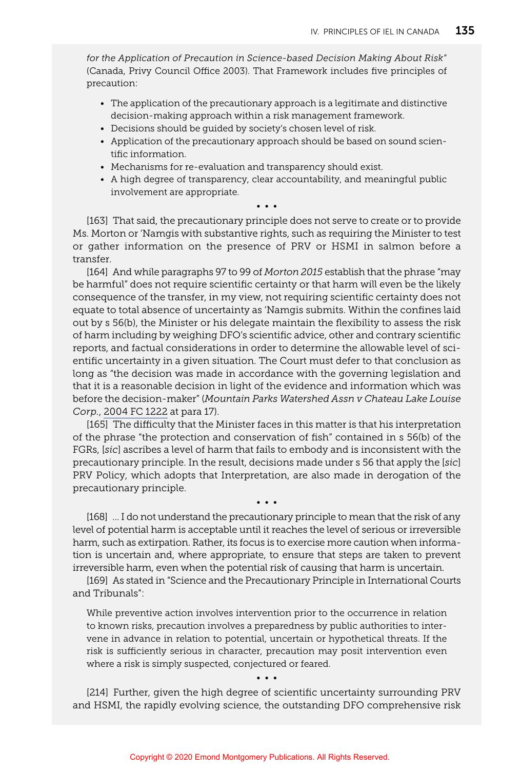*for the Application of Precaution in Science-based Decision Making About Risk*" (Canada, Privy Council Office 2003). That Framework includes five principles of precaution:

- The application of the precautionary approach is a legitimate and distinctive decision-making approach within a risk management framework.
- Decisions should be guided by society's chosen level of risk.
- Application of the precautionary approach should be based on sound scientific information.
- Mechanisms for re-evaluation and transparency should exist.
- A high degree of transparency, clear accountability, and meaningful public involvement are appropriate.

• • •

[163] That said, the precautionary principle does not serve to create or to provide Ms. Morton or 'Namgis with substantive rights, such as requiring the Minister to test or gather information on the presence of PRV or HSMI in salmon before a transfer.

[164] And while paragraphs 97 to 99 of *Morton 2015* establish that the phrase "may be harmful" does not require scientific certainty or that harm will even be the likely consequence of the transfer, in my view, not requiring scientific certainty does not equate to total absence of uncertainty as 'Namgis submits. Within the confines laid out by s 56(b), the Minister or his delegate maintain the flexibility to assess the risk of harm including by weighing DFO's scientific advice, other and contrary scientific reports, and factual considerations in order to determine the allowable level of scientific uncertainty in a given situation. The Court must defer to that conclusion as long as "the decision was made in accordance with the governing legislation and that it is a reasonable decision in light of the evidence and information which was before the decision-maker" (*Mountain Parks Watershed Assn v Chateau Lake Louise Corp.*, 2004 FC 1222 at para 17).

[165] The difficulty that the Minister faces in this matter is that his interpretation of the phrase "the protection and conservation of fish" contained in s 56(b) of the FGRs, [*sic*] ascribes a level of harm that fails to embody and is inconsistent with the precautionary principle. In the result, decisions made under s 56 that apply the [*sic*] PRV Policy, which adopts that Interpretation, are also made in derogation of the precautionary principle.

• • •

[168] ... I do not understand the precautionary principle to mean that the risk of any level of potential harm is acceptable until it reaches the level of serious or irreversible harm, such as extirpation. Rather, its focus is to exercise more caution when information is uncertain and, where appropriate, to ensure that steps are taken to prevent irreversible harm, even when the potential risk of causing that harm is uncertain.

[169] As stated in "Science and the Precautionary Principle in International Courts and Tribunals":

> While preventive action involves intervention prior to the occurrence in relation to known risks, precaution involves a preparedness by public authorities to intervene in advance in relation to potential, uncertain or hypothetical threats. If the risk is sufficiently serious in character, precaution may posit intervention even where a risk is simply suspected, conjectured or feared.

• • •

[214] Further, given the high degree of scientific uncertainty surrounding PRV and HSMI, the rapidly evolving science, the outstanding DFO comprehensive risk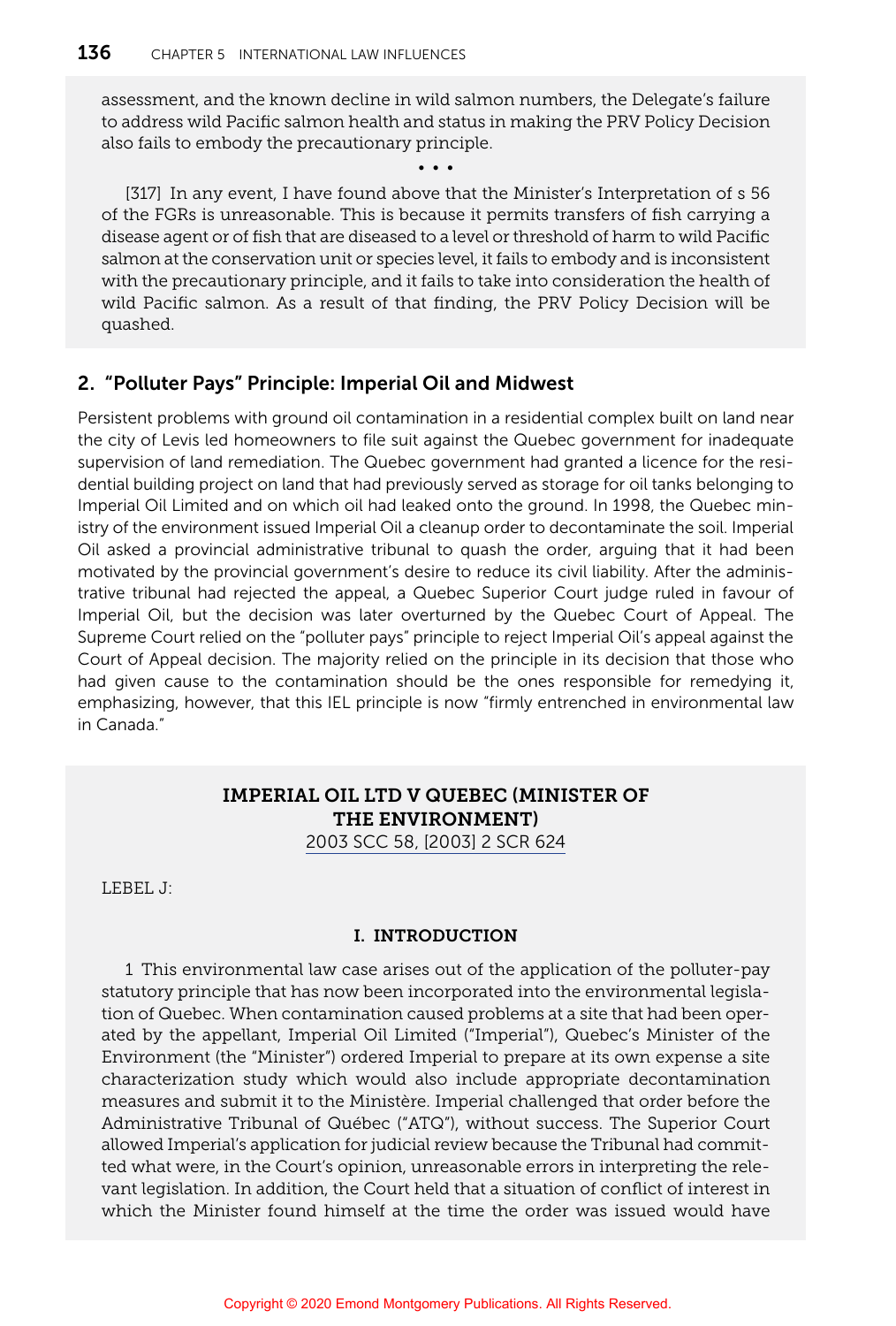assessment, and the known decline in wild salmon numbers, the Delegate's failure to address wild Pacific salmon health and status in making the PRV Policy Decision also fails to embody the precautionary principle.

• • •

[317] In any event, I have found above that the Minister's Interpretation of s 56 of the FGRs is unreasonable. This is because it permits transfers of fish carrying a disease agent or of fish that are diseased to a level or threshold of harm to wild Pacific salmon at the conservation unit or species level, it fails to embody and is inconsistent with the precautionary principle, and it fails to take into consideration the health of wild Pacific salmon. As a result of that finding, the PRV Policy Decision will be quashed.

## 2. "Polluter Pays" Principle: Imperial Oil and Midwest

Persistent problems with ground oil contamination in a residential complex built on land near the city of Levis led homeowners to file suit against the Quebec government for inadequate supervision of land remediation. The Quebec government had granted a licence for the residential building project on land that had previously served as storage for oil tanks belonging to Imperial Oil Limited and on which oil had leaked onto the ground. In 1998, the Quebec ministry of the environment issued Imperial Oil a cleanup order to decontaminate the soil. Imperial Oil asked a provincial administrative tribunal to quash the order, arguing that it had been motivated by the provincial government's desire to reduce its civil liability. After the administrative tribunal had rejected the appeal, a Quebec Superior Court judge ruled in favour of Imperial Oil, but the decision was later overturned by the Quebec Court of Appeal. The Supreme Court relied on the "polluter pays" principle to reject Imperial Oil's appeal against the Court of Appeal decision. The majority relied on the principle in its decision that those who had given cause to the contamination should be the ones responsible for remedying it, emphasizing, however, that this IEL principle is now "firmly entrenched in environmental law in Canada."

### IMPERIAL OIL LTD V QUEBEC (MINISTER OF THE ENVIRONMENT)

2003 SCC 58, [2003] 2 SCR 624

LEBEL J:

#### I. INTRODUCTION

1 This environmental law case arises out of the application of the polluter-pay statutory principle that has now been incorporated into the environmental legislation of Quebec. When contamination caused problems at a site that had been operated by the appellant, Imperial Oil Limited ("Imperial"), Quebec's Minister of the Environment (the "Minister") ordered Imperial to prepare at its own expense a site characterization study which would also include appropriate decontamination measures and submit it to the Ministère. Imperial challenged that order before the Administrative Tribunal of Québec ("ATQ"), without success. The Superior Court allowed Imperial's application for judicial review because the Tribunal had committed what were, in the Court's opinion, unreasonable errors in interpreting the relevant legislation. In addition, the Court held that a situation of conflict of interest in which the Minister found himself at the time the order was issued would have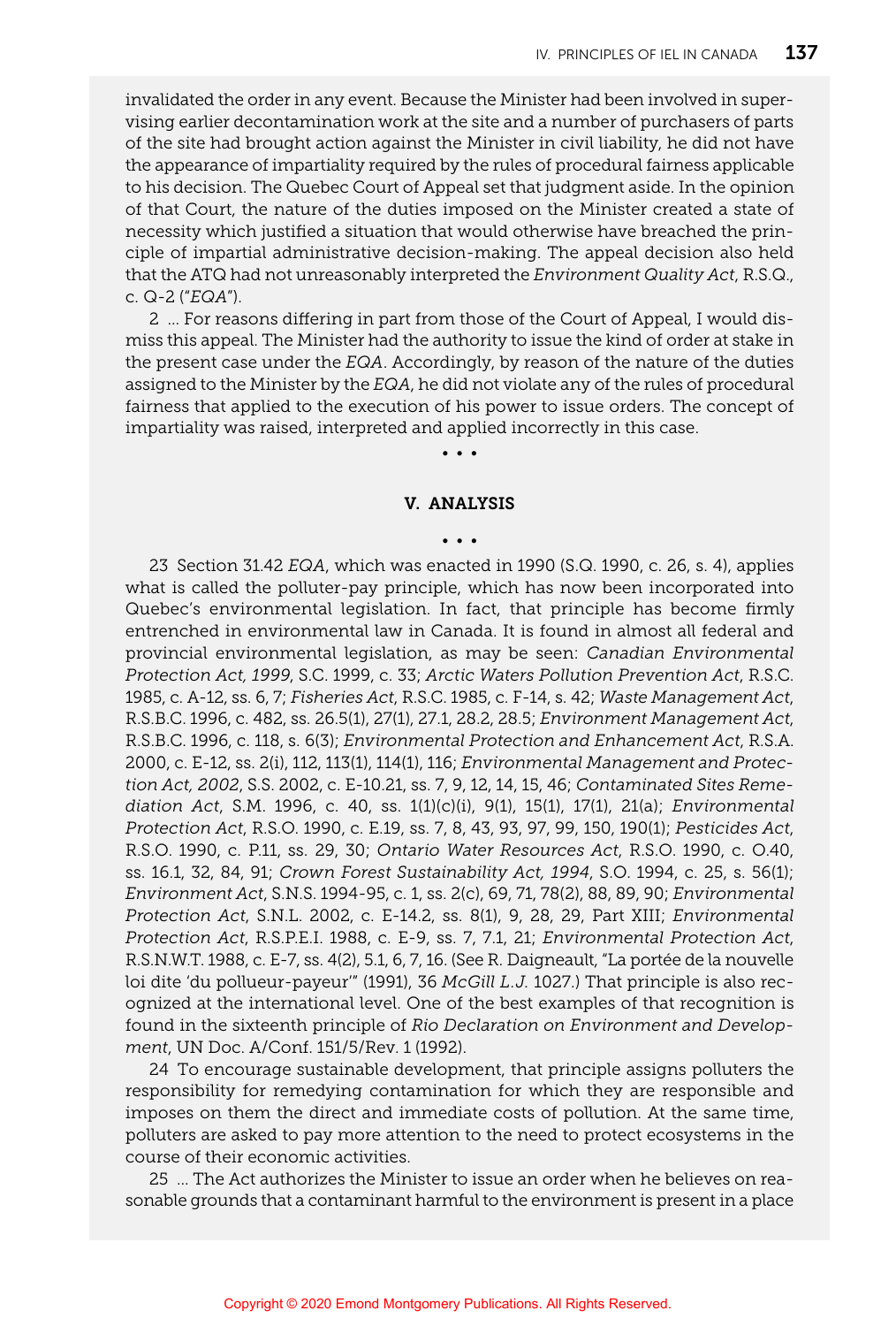invalidated the order in any event. Because the Minister had been involved in supervising earlier decontamination work at the site and a number of purchasers of parts of the site had brought action against the Minister in civil liability, he did not have the appearance of impartiality required by the rules of procedural fairness applicable to his decision. The Quebec Court of Appeal set that judgment aside. In the opinion of that Court, the nature of the duties imposed on the Minister created a state of necessity which justified a situation that would otherwise have breached the principle of impartial administrative decision-making. The appeal decision also held that the ATQ had not unreasonably interpreted the *Environment Quality Act*, R.S.Q., c. Q-2 ("*EQA*").

2 … For reasons differing in part from those of the Court of Appeal, I would dismiss this appeal. The Minister had the authority to issue the kind of order at stake in the present case under the *EQA*. Accordingly, by reason of the nature of the duties assigned to the Minister by the *EQA*, he did not violate any of the rules of procedural fairness that applied to the execution of his power to issue orders. The concept of impartiality was raised, interpreted and applied incorrectly in this case.

• • •

### V. ANALYSIS

• • •

23 Section 31.42 *EQA*, which was enacted in 1990 (S.Q. 1990, c. 26, s. 4), applies what is called the polluter-pay principle, which has now been incorporated into Quebec's environmental legislation. In fact, that principle has become firmly entrenched in environmental law in Canada. It is found in almost all federal and provincial environmental legislation, as may be seen: *Canadian Environmental Protection Act, 1999*, S.C. 1999, c. 33; *Arctic Waters Pollution Prevention Act*, R.S.C. 1985, c. A-12, ss. 6, 7; *Fisheries Act*, R.S.C. 1985, c. F-14, s. 42; *Waste Management Act*, R.S.B.C. 1996, c. 482, ss. 26.5(1), 27(1), 27.1, 28.2, 28.5; *Environment Management Act*, R.S.B.C. 1996, c. 118, s. 6(3); *Environmental Protection and Enhancement Act*, R.S.A. 2000, c. E-12, ss. 2(i), 112, 113(1), 114(1), 116; *Environmental Management and Protection Act, 2002*, S.S. 2002, c. E-10.21, ss. 7, 9, 12, 14, 15, 46; *Contaminated Sites Remediation Act*, S.M. 1996, c. 40, ss. 1(1)(c)(i), 9(1), 15(1), 17(1), 21(a); *Environmental Protection Act*, R.S.O. 1990, c. E.19, ss. 7, 8, 43, 93, 97, 99, 150, 190(1); *Pesticides Act*, R.S.O. 1990, c. P.11, ss. 29, 30; *Ontario Water Resources Act*, R.S.O. 1990, c. O.40, ss. 16.1, 32, 84, 91; *Crown Forest Sustainability Act, 1994*, S.O. 1994, c. 25, s. 56(1); *Environment Act*, S.N.S. 1994-95, c. 1, ss. 2(c), 69, 71, 78(2), 88, 89, 90; *Environmental Protection Act*, S.N.L. 2002, c. E-14.2, ss. 8(1), 9, 28, 29, Part XIII; *Environmental Protection Act*, R.S.P.E.I. 1988, c. E-9, ss. 7, 7.1, 21; *Environmental Protection Act*, R.S.N.W.T. 1988, c. E-7, ss. 4(2), 5.1, 6, 7, 16. (See R. Daigneault, "La portée de la nouvelle loi dite 'du pollueur-payeur'" (1991), 36 *McGill L.J.* 1027.) That principle is also recognized at the international level. One of the best examples of that recognition is found in the sixteenth principle of *Rio Declaration on Environment and Development*, UN Doc. A/Conf. 151/5/Rev. 1 (1992).

24 To encourage sustainable development, that principle assigns polluters the responsibility for remedying contamination for which they are responsible and imposes on them the direct and immediate costs of pollution. At the same time, polluters are asked to pay more attention to the need to protect ecosystems in the course of their economic activities.

25 … The Act authorizes the Minister to issue an order when he believes on reasonable grounds that a contaminant harmful to the environment is present in a place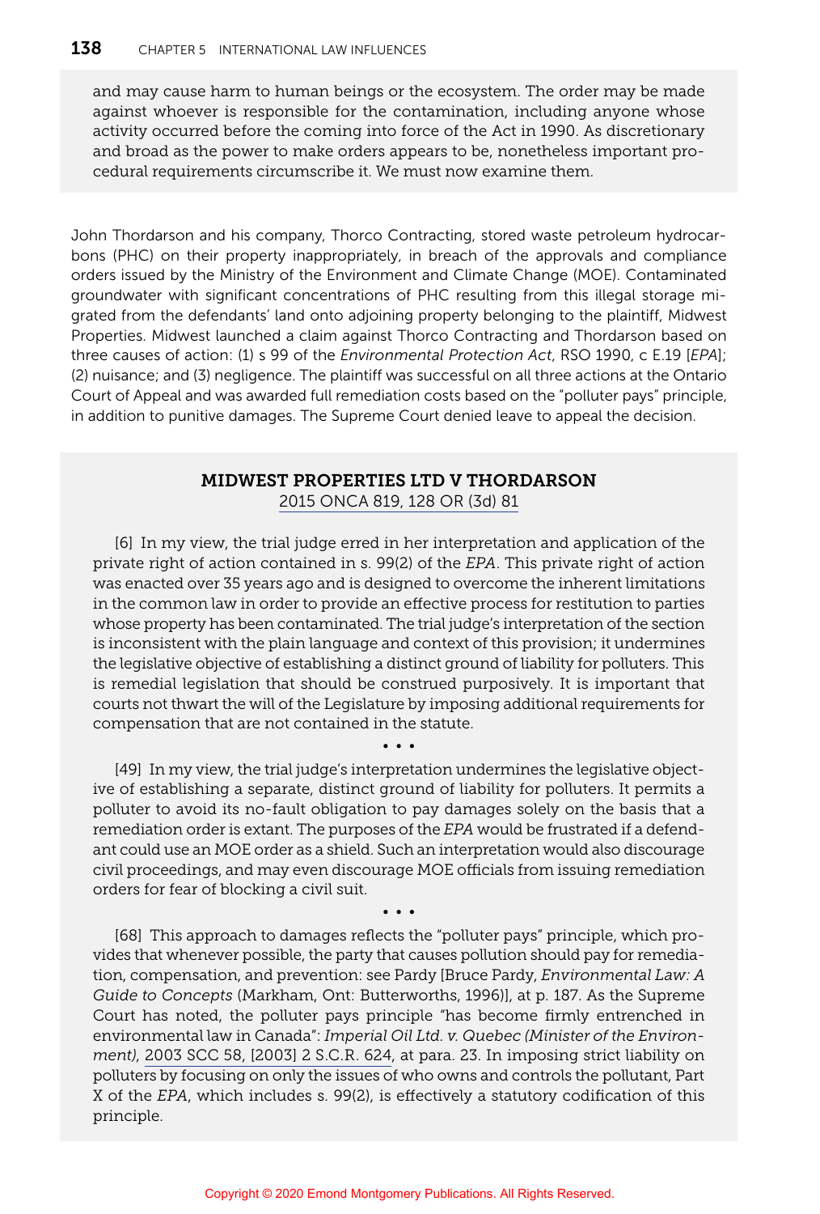and may cause harm to human beings or the ecosystem. The order may be made against whoever is responsible for the contamination, including anyone whose activity occurred before the coming into force of the Act in 1990. As discretionary and broad as the power to make orders appears to be, nonetheless important procedural requirements circumscribe it. We must now examine them.

John Thordarson and his company, Thorco Contracting, stored waste petroleum hydrocarbons (PHC) on their property inappropriately, in breach of the approvals and compliance orders issued by the Ministry of the Environment and Climate Change (MOE). Contaminated groundwater with significant concentrations of PHC resulting from this illegal storage migrated from the defendants' land onto adjoining property belonging to the plaintiff, Midwest Properties. Midwest launched a claim against Thorco Contracting and Thordarson based on three causes of action: (1) s 99 of the *Environmental Protection Act*, RSO 1990, c E.19 [*EPA*]; (2) nuisance; and (3) negligence. The plaintiff was successful on all three actions at the Ontario Court of Appeal and was awarded full remediation costs based on the "polluter pays" principle, in addition to punitive damages. The Supreme Court denied leave to appeal the decision.

### MIDWEST PROPERTIES LTD V THORDARSON

2015 ONCA 819, 128 OR (3d) 81

[6] In my view, the trial judge erred in her interpretation and application of the private right of action contained in s. 99(2) of the *EPA*. This private right of action was enacted over 35 years ago and is designed to overcome the inherent limitations in the common law in order to provide an effective process for restitution to parties whose property has been contaminated. The trial judge's interpretation of the section is inconsistent with the plain language and context of this provision; it undermines the legislative objective of establishing a distinct ground of liability for polluters. This is remedial legislation that should be construed purposively. It is important that courts not thwart the will of the Legislature by imposing additional requirements for compensation that are not contained in the statute.

• • •

[49] In my view, the trial judge's interpretation undermines the legislative objective of establishing a separate, distinct ground of liability for polluters. It permits a polluter to avoid its no-fault obligation to pay damages solely on the basis that a remediation order is extant. The purposes of the *EPA* would be frustrated if a defendant could use an MOE order as a shield. Such an interpretation would also discourage civil proceedings, and may even discourage MOE officials from issuing remediation orders for fear of blocking a civil suit.

• • •

[68] This approach to damages reflects the "polluter pays" principle, which provides that whenever possible, the party that causes pollution should pay for remediation, compensation, and prevention: see Pardy [Bruce Pardy, *Environmental Law: A Guide to Concepts* (Markham, Ont: Butterworths, 1996)], at p. 187. As the Supreme Court has noted, the polluter pays principle "has become firmly entrenched in environmental law in Canada": *Imperial Oil Ltd. v. Quebec (Minister of the Environment)*, 2003 SCC 58, [2003] 2 S.C.R. 624, at para. 23. In imposing strict liability on polluters by focusing on only the issues of who owns and controls the pollutant, Part X of the *EPA*, which includes s. 99(2), is effectively a statutory codification of this principle.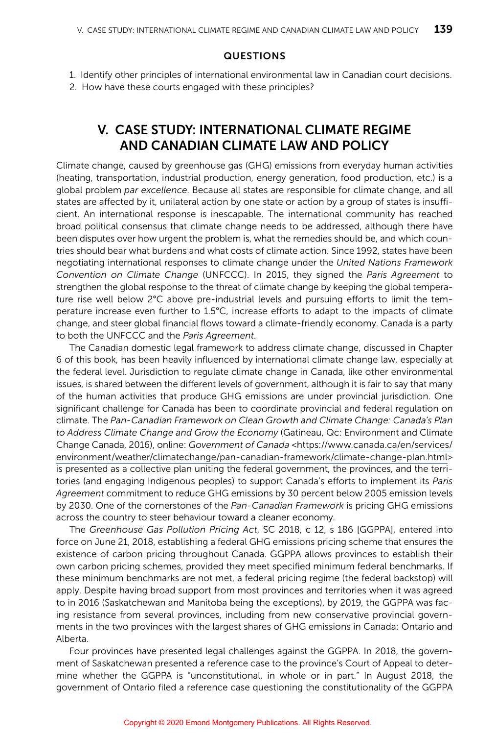### QUESTIONS

1. Identify other principles of international environmental law in Canadian court decisions.
2. How have these courts engaged with these principles?

## V. CASE STUDY: INTERNATIONAL CLIMATE REGIME AND CANADIAN CLIMATE LAW AND POLICY

Climate change, caused by greenhouse gas (GHG) emissions from everyday human activities (heating, transportation, industrial production, energy generation, food production, etc.) is a global problem *par excellence*. Because all states are responsible for climate change, and all states are affected by it, unilateral action by one state or action by a group of states is insufficient. An international response is inescapable. The international community has reached broad political consensus that climate change needs to be addressed, although there have been disputes over how urgent the problem is, what the remedies should be, and which countries should bear what burdens and what costs of climate action. Since 1992, states have been negotiating international responses to climate change under the *United Nations Framework Convention on Climate Change* (UNFCCC). In 2015, they signed the *Paris Agreement* to strengthen the global response to the threat of climate change by keeping the global temperature rise well below 2°C above pre-industrial levels and pursuing efforts to limit the temperature increase even further to 1.5°C, increase efforts to adapt to the impacts of climate change, and steer global financial flows toward a climate-friendly economy. Canada is a party to both the UNFCCC and the *Paris Agreement*.

The Canadian domestic legal framework to address climate change, discussed in Chapter 6 of this book, has been heavily influenced by international climate change law, especially at the federal level. Jurisdiction to regulate climate change in Canada, like other environmental issues, is shared between the different levels of government, although it is fair to say that many of the human activities that produce GHG emissions are under provincial jurisdiction. One significant challenge for Canada has been to coordinate provincial and federal regulation on climate. The *Pan-Canadian Framework on Clean Growth and Climate Change: Canada's Plan to Address Climate Change and Grow the Economy* (Gatineau, Qc: Environment and Climate Change Canada, 2016), online: *Government of Canada* <https://www.canada.ca/en/services/environment/weather/climatechange/pan-canadian-framework/climate-change-plan.html> is presented as a collective plan uniting the federal government, the provinces, and the territories (and engaging Indigenous peoples) to support Canada's efforts to implement its *Paris Agreement* commitment to reduce GHG emissions by 30 percent below 2005 emission levels by 2030. One of the cornerstones of the *Pan-Canadian Framework* is pricing GHG emissions across the country to steer behaviour toward a cleaner economy.

The *Greenhouse Gas Pollution Pricing Act*, SC 2018, c 12, s 186 [GGPPA], entered into force on June 21, 2018, establishing a federal GHG emissions pricing scheme that ensures the existence of carbon pricing throughout Canada. GGPPA allows provinces to establish their own carbon pricing schemes, provided they meet specified minimum federal benchmarks. If these minimum benchmarks are not met, a federal pricing regime (the federal backstop) will apply. Despite having broad support from most provinces and territories when it was agreed to in 2016 (Saskatchewan and Manitoba being the exceptions), by 2019, the GGPPA was facing resistance from several provinces, including from new conservative provincial governments in the two provinces with the largest shares of GHG emissions in Canada: Ontario and Alberta.

Four provinces have presented legal challenges against the GGPPA. In 2018, the government of Saskatchewan presented a reference case to the province's Court of Appeal to determine whether the GGPPA is "unconstitutional, in whole or in part." In August 2018, the government of Ontario filed a reference case questioning the constitutionality of the GGPPA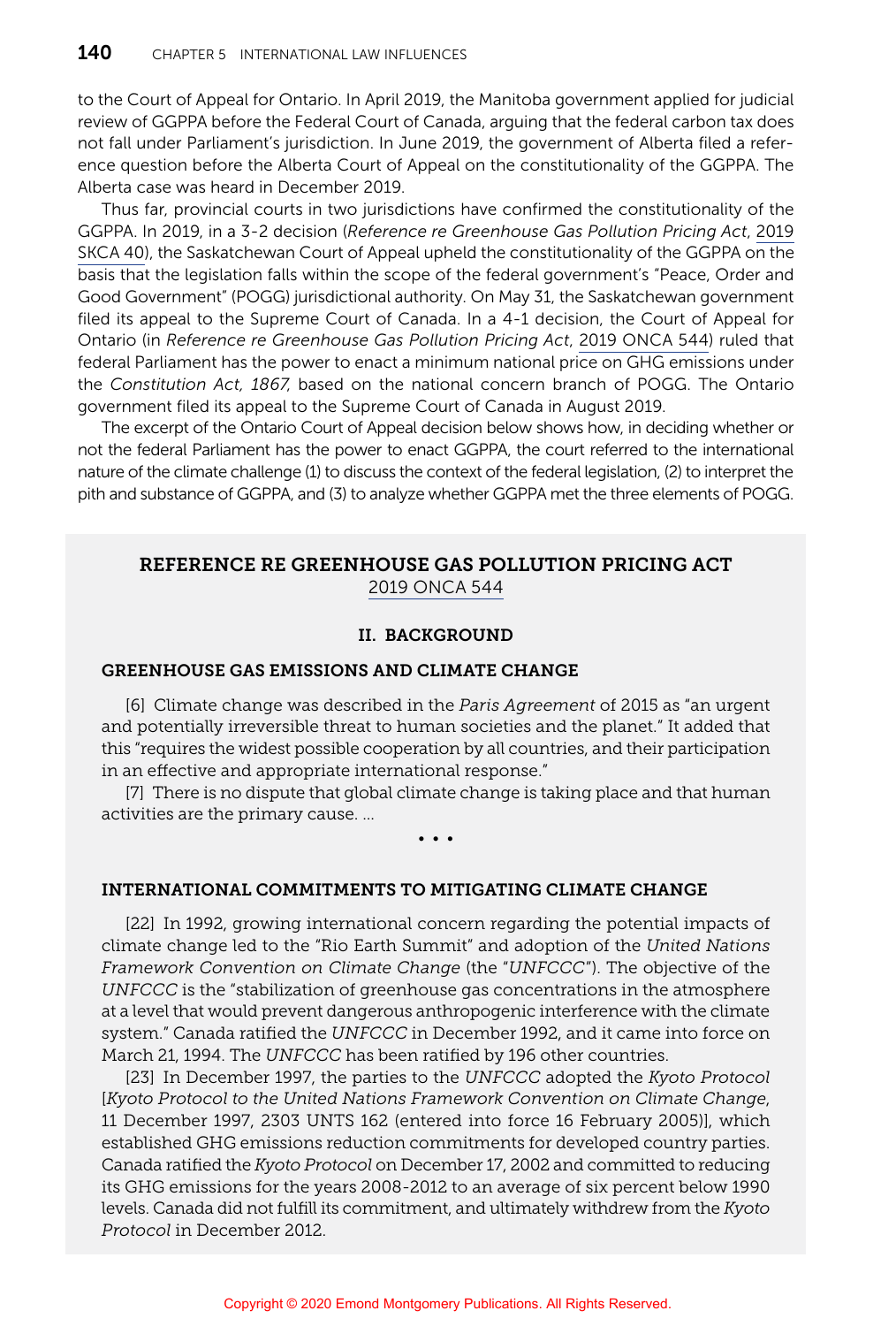to the Court of Appeal for Ontario. In April 2019, the Manitoba government applied for judicial review of GGPPA before the Federal Court of Canada, arguing that the federal carbon tax does not fall under Parliament's jurisdiction. In June 2019, the government of Alberta filed a reference question before the Alberta Court of Appeal on the constitutionality of the GGPPA. The Alberta case was heard in December 2019.

Thus far, provincial courts in two jurisdictions have confirmed the constitutionality of the GGPPA. In 2019, in a 3-2 decision (*Reference re Greenhouse Gas Pollution Pricing Act*, 2019 SKCA 40), the Saskatchewan Court of Appeal upheld the constitutionality of the GGPPA on the basis that the legislation falls within the scope of the federal government's "Peace, Order and Good Government" (POGG) jurisdictional authority. On May 31, the Saskatchewan government filed its appeal to the Supreme Court of Canada. In a 4-1 decision, the Court of Appeal for Ontario (in *Reference re Greenhouse Gas Pollution Pricing Act*, 2019 ONCA 544) ruled that federal Parliament has the power to enact a minimum national price on GHG emissions under the *Constitution Act, 1867*, based on the national concern branch of POGG. The Ontario government filed its appeal to the Supreme Court of Canada in August 2019.

The excerpt of the Ontario Court of Appeal decision below shows how, in deciding whether or not the federal Parliament has the power to enact GGPPA, the court referred to the international nature of the climate challenge (1) to discuss the context of the federal legislation, (2) to interpret the pith and substance of GGPPA, and (3) to analyze whether GGPPA met the three elements of POGG.

## REFERENCE RE GREENHOUSE GAS POLLUTION PRICING ACT
2019 ONCA 544

### II. BACKGROUND

#### GREENHOUSE GAS EMISSIONS AND CLIMATE CHANGE

[6] Climate change was described in the *Paris Agreement* of 2015 as "an urgent and potentially irreversible threat to human societies and the planet." It added that this "requires the widest possible cooperation by all countries, and their participation in an effective and appropriate international response."

[7] There is no dispute that global climate change is taking place and that human activities are the primary cause. …

• • •

#### INTERNATIONAL COMMITMENTS TO MITIGATING CLIMATE CHANGE

[22] In 1992, growing international concern regarding the potential impacts of climate change led to the "Rio Earth Summit" and adoption of the *United Nations Framework Convention on Climate Change* (the "*UNFCCC*"). The objective of the *UNFCCC* is the "stabilization of greenhouse gas concentrations in the atmosphere at a level that would prevent dangerous anthropogenic interference with the climate system." Canada ratified the *UNFCCC* in December 1992, and it came into force on March 21, 1994. The *UNFCCC* has been ratified by 196 other countries.

[23] In December 1997, the parties to the *UNFCCC* adopted the *Kyoto Protocol* [*Kyoto Protocol to the United Nations Framework Convention on Climate Change*, 11 December 1997, 2303 UNTS 162 (entered into force 16 February 2005)], which established GHG emissions reduction commitments for developed country parties. Canada ratified the *Kyoto Protocol* on December 17, 2002 and committed to reducing its GHG emissions for the years 2008-2012 to an average of six percent below 1990 levels. Canada did not fulfill its commitment, and ultimately withdrew from the *Kyoto Protocol* in December 2012.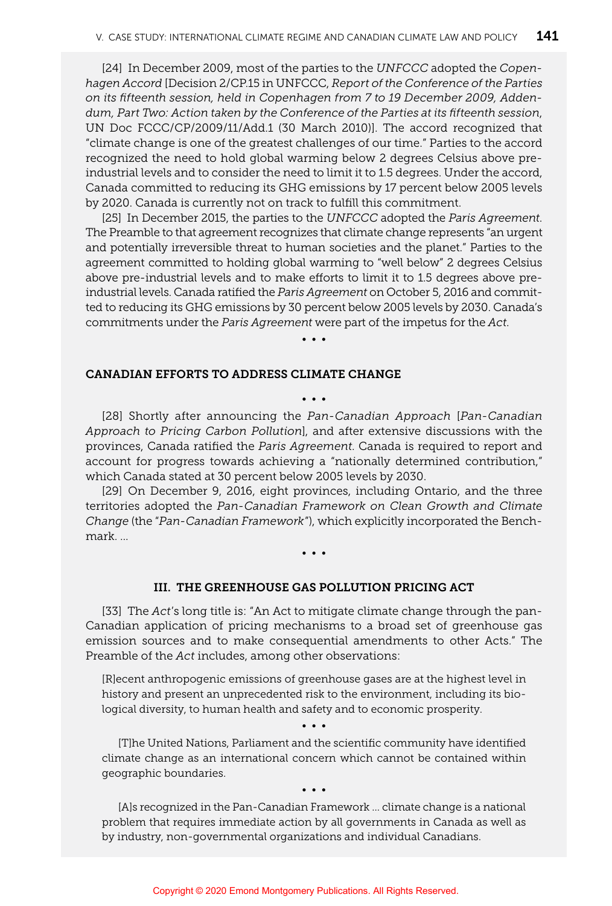[24] In December 2009, most of the parties to the *UNFCCC* adopted the *Copenhagen Accord* [Decision 2/CP.15 in UNFCCC, *Report of the Conference of the Parties on its fifteenth session, held in Copenhagen from 7 to 19 December 2009, Addendum, Part Two: Action taken by the Conference of the Parties at its fifteenth session*, UN Doc FCCC/CP/2009/11/Add.1 (30 March 2010)]. The accord recognized that "climate change is one of the greatest challenges of our time." Parties to the accord recognized the need to hold global warming below 2 degrees Celsius above pre-industrial levels and to consider the need to limit it to 1.5 degrees. Under the accord, Canada committed to reducing its GHG emissions by 17 percent below 2005 levels by 2020. Canada is currently not on track to fulfill this commitment.

[25] In December 2015, the parties to the *UNFCCC* adopted the *Paris Agreement*. The Preamble to that agreement recognizes that climate change represents "an urgent and potentially irreversible threat to human societies and the planet." Parties to the agreement committed to holding global warming to "well below" 2 degrees Celsius above pre-industrial levels and to make efforts to limit it to 1.5 degrees above pre-industrial levels. Canada ratified the *Paris Agreement* on October 5, 2016 and committed to reducing its GHG emissions by 30 percent below 2005 levels by 2030. Canada's commitments under the *Paris Agreement* were part of the impetus for the *Act*.

• • •

**CANADIAN EFFORTS TO ADDRESS CLIMATE CHANGE**

• • •

[28] Shortly after announcing the *Pan-Canadian Approach* [*Pan-Canadian Approach to Pricing Carbon Pollution*], and after extensive discussions with the provinces, Canada ratified the *Paris Agreement*. Canada is required to report and account for progress towards achieving a "nationally determined contribution," which Canada stated at 30 percent below 2005 levels by 2030.

[29] On December 9, 2016, eight provinces, including Ontario, and the three territories adopted the *Pan-Canadian Framework on Clean Growth and Climate Change* (the "*Pan-Canadian Framework*"), which explicitly incorporated the Benchmark. ...

• • •

**III. THE GREENHOUSE GAS POLLUTION PRICING ACT**

[33] The *Act*'s long title is: "An Act to mitigate climate change through the pan-Canadian application of pricing mechanisms to a broad set of greenhouse gas emission sources and to make consequential amendments to other Acts." The Preamble of the *Act* includes, among other observations:

> [R]ecent anthropogenic emissions of greenhouse gases are at the highest level in history and present an unprecedented risk to the environment, including its biological diversity, to human health and safety and to economic prosperity.
>
> • • •
>
> [T]he United Nations, Parliament and the scientific community have identified climate change as an international concern which cannot be contained within geographic boundaries.
>
> • • •
>
> [A]s recognized in the Pan-Canadian Framework ... climate change is a national problem that requires immediate action by all governments in Canada as well as by industry, non-governmental organizations and individual Canadians.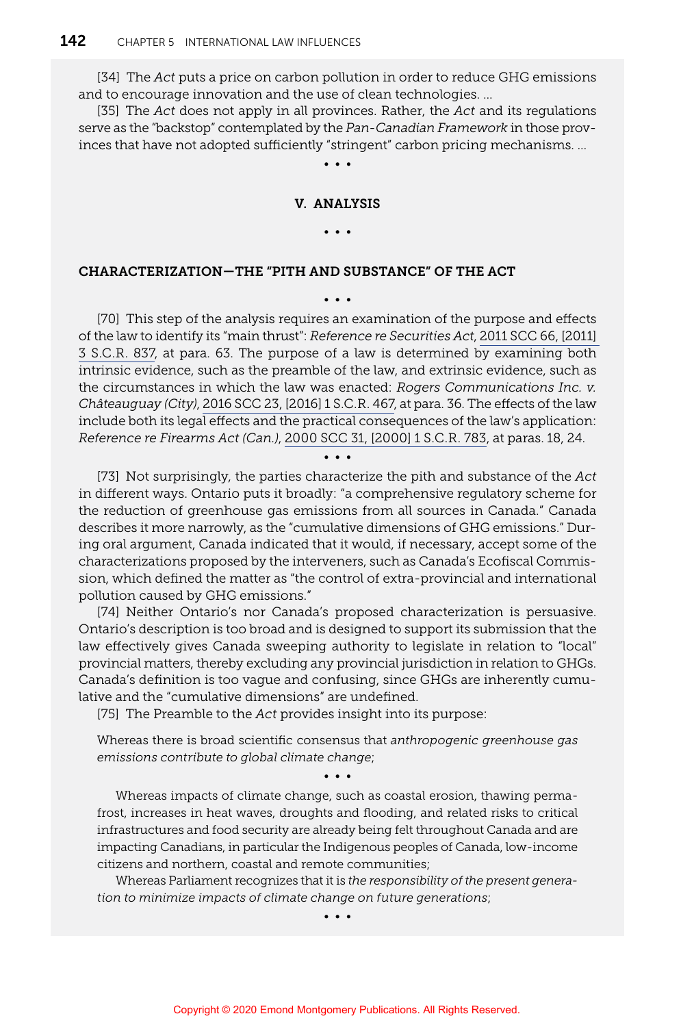[34] The *Act* puts a price on carbon pollution in order to reduce GHG emissions and to encourage innovation and the use of clean technologies. …

[35] The *Act* does not apply in all provinces. Rather, the *Act* and its regulations serve as the "backstop" contemplated by the *Pan-Canadian Framework* in those provinces that have not adopted sufficiently "stringent" carbon pricing mechanisms. …

• • •

### V. ANALYSIS

• • •

### CHARACTERIZATION—THE "PITH AND SUBSTANCE" OF THE ACT

• • •

[70] This step of the analysis requires an examination of the purpose and effects of the law to identify its "main thrust": *Reference re Securities Act*, 2011 SCC 66, [2011] 3 S.C.R. 837, at para. 63. The purpose of a law is determined by examining both intrinsic evidence, such as the preamble of the law, and extrinsic evidence, such as the circumstances in which the law was enacted: *Rogers Communications Inc. v. Châteauguay (City)*, 2016 SCC 23, [2016] 1 S.C.R. 467, at para. 36. The effects of the law include both its legal effects and the practical consequences of the law's application: *Reference re Firearms Act (Can.)*, 2000 SCC 31, [2000] 1 S.C.R. 783, at paras. 18, 24.

• • •

[73] Not surprisingly, the parties characterize the pith and substance of the *Act* in different ways. Ontario puts it broadly: "a comprehensive regulatory scheme for the reduction of greenhouse gas emissions from all sources in Canada." Canada describes it more narrowly, as the "cumulative dimensions of GHG emissions." During oral argument, Canada indicated that it would, if necessary, accept some of the characterizations proposed by the interveners, such as Canada's Ecofiscal Commission, which defined the matter as "the control of extra-provincial and international pollution caused by GHG emissions."

[74] Neither Ontario's nor Canada's proposed characterization is persuasive. Ontario's description is too broad and is designed to support its submission that the law effectively gives Canada sweeping authority to legislate in relation to "local" provincial matters, thereby excluding any provincial jurisdiction in relation to GHGs. Canada's definition is too vague and confusing, since GHGs are inherently cumulative and the "cumulative dimensions" are undefined.

[75] The Preamble to the *Act* provides insight into its purpose:

> Whereas there is broad scientific consensus that *anthropogenic greenhouse gas emissions contribute to global climate change*;
>
> • • •
>
> Whereas impacts of climate change, such as coastal erosion, thawing permafrost, increases in heat waves, droughts and flooding, and related risks to critical infrastructures and food security are already being felt throughout Canada and are impacting Canadians, in particular the Indigenous peoples of Canada, low-income citizens and northern, coastal and remote communities;
>
> Whereas Parliament recognizes that it is *the responsibility of the present generation to minimize impacts of climate change on future generations*;
>
> • • •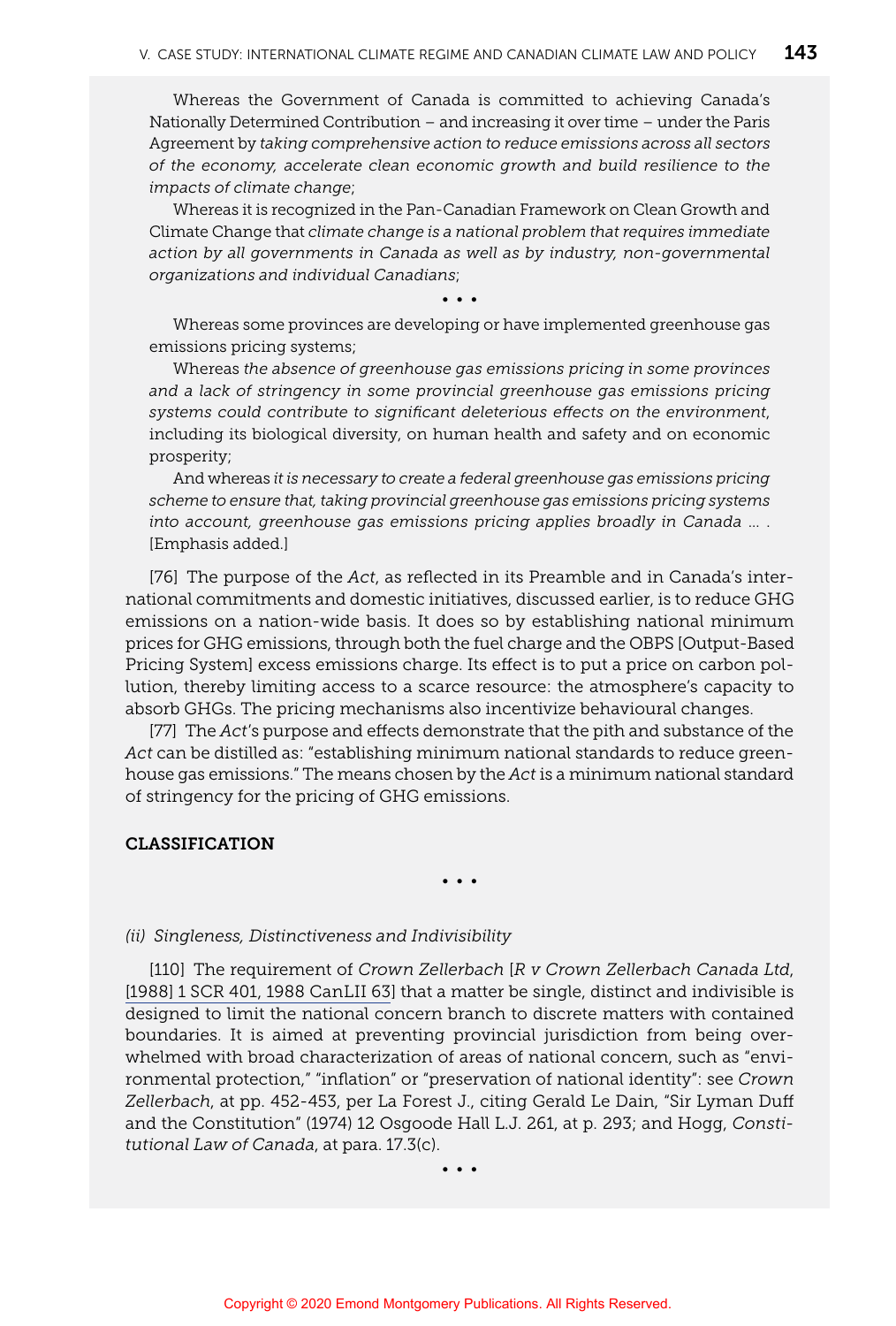Whereas the Government of Canada is committed to achieving Canada's Nationally Determined Contribution – and increasing it over time – under the Paris Agreement by *taking comprehensive action to reduce emissions across all sectors of the economy, accelerate clean economic growth and build resilience to the impacts of climate change*;

Whereas it is recognized in the Pan-Canadian Framework on Clean Growth and Climate Change that *climate change is a national problem that requires immediate action by all governments in Canada as well as by industry, non-governmental organizations and individual Canadians*;

• • •

Whereas some provinces are developing or have implemented greenhouse gas emissions pricing systems;

Whereas *the absence of greenhouse gas emissions pricing in some provinces and a lack of stringency in some provincial greenhouse gas emissions pricing systems could contribute to significant deleterious effects on the environment*, including its biological diversity, on human health and safety and on economic prosperity;

And whereas *it is necessary to create a federal greenhouse gas emissions pricing scheme to ensure that, taking provincial greenhouse gas emissions pricing systems into account, greenhouse gas emissions pricing applies broadly in Canada* … . [Emphasis added.]

[76] The purpose of the *Act*, as reflected in its Preamble and in Canada's international commitments and domestic initiatives, discussed earlier, is to reduce GHG emissions on a nation-wide basis. It does so by establishing national minimum prices for GHG emissions, through both the fuel charge and the OBPS [Output-Based Pricing System] excess emissions charge. Its effect is to put a price on carbon pollution, thereby limiting access to a scarce resource: the atmosphere's capacity to absorb GHGs. The pricing mechanisms also incentivize behavioural changes.

[77] The *Act*'s purpose and effects demonstrate that the pith and substance of the *Act* can be distilled as: "establishing minimum national standards to reduce greenhouse gas emissions." The means chosen by the *Act* is a minimum national standard of stringency for the pricing of GHG emissions.

**CLASSIFICATION**

• • •

*(ii) Singleness, Distinctiveness and Indivisibility*

[110] The requirement of *Crown Zellerbach* [*R v Crown Zellerbach Canada Ltd*, [1988] 1 SCR 401, 1988 CanLII 63] that a matter be single, distinct and indivisible is designed to limit the national concern branch to discrete matters with contained boundaries. It is aimed at preventing provincial jurisdiction from being overwhelmed with broad characterization of areas of national concern, such as "environmental protection," "inflation" or "preservation of national identity": see *Crown Zellerbach*, at pp. 452-453, per La Forest J., citing Gerald Le Dain, "Sir Lyman Duff and the Constitution" (1974) 12 Osgoode Hall L.J. 261, at p. 293; and Hogg, *Constitutional Law of Canada*, at para. 17.3(c).

• • •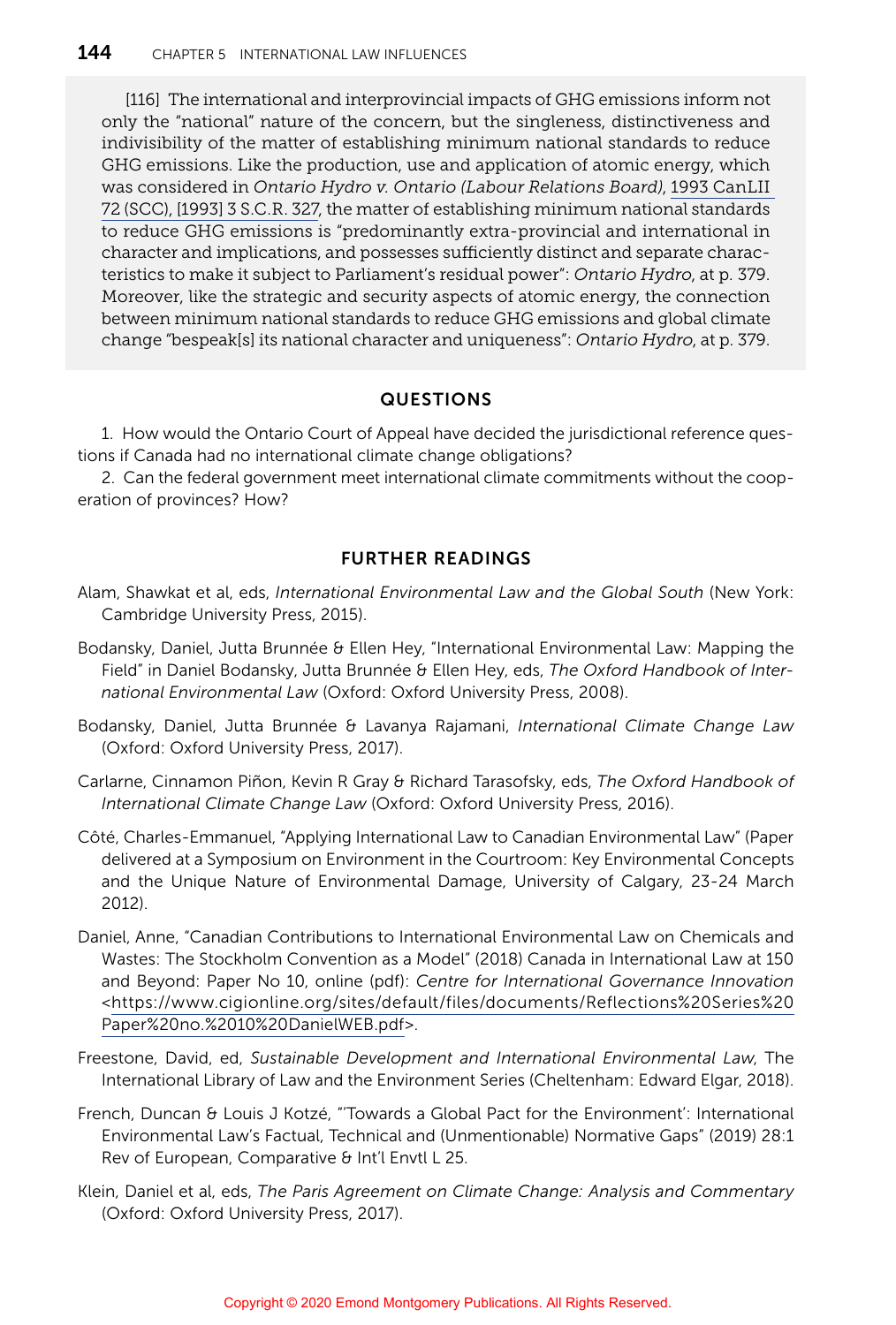> [116] The international and interprovincial impacts of GHG emissions inform not only the "national" nature of the concern, but the singleness, distinctiveness and indivisibility of the matter of establishing minimum national standards to reduce GHG emissions. Like the production, use and application of atomic energy, which was considered in *Ontario Hydro v. Ontario (Labour Relations Board)*, 1993 CanLII 72 (SCC), [1993] 3 S.C.R. 327, the matter of establishing minimum national standards to reduce GHG emissions is "predominantly extra-provincial and international in character and implications, and possesses sufficiently distinct and separate characteristics to make it subject to Parliament's residual power": *Ontario Hydro*, at p. 379. Moreover, like the strategic and security aspects of atomic energy, the connection between minimum national standards to reduce GHG emissions and global climate change "bespeak[s] its national character and uniqueness": *Ontario Hydro*, at p. 379.

## QUESTIONS

1. How would the Ontario Court of Appeal have decided the jurisdictional reference questions if Canada had no international climate change obligations?
2. Can the federal government meet international climate commitments without the cooperation of provinces? How?

## FURTHER READINGS

Alam, Shawkat et al, eds, *International Environmental Law and the Global South* (New York: Cambridge University Press, 2015).

Bodansky, Daniel, Jutta Brunnée & Ellen Hey, "International Environmental Law: Mapping the Field" in Daniel Bodansky, Jutta Brunnée & Ellen Hey, eds, *The Oxford Handbook of International Environmental Law* (Oxford: Oxford University Press, 2008).

Bodansky, Daniel, Jutta Brunnée & Lavanya Rajamani, *International Climate Change Law* (Oxford: Oxford University Press, 2017).

Carlarne, Cinnamon Piñon, Kevin R Gray & Richard Tarasofsky, eds, *The Oxford Handbook of International Climate Change Law* (Oxford: Oxford University Press, 2016).

Côté, Charles-Emmanuel, "Applying International Law to Canadian Environmental Law" (Paper delivered at a Symposium on Environment in the Courtroom: Key Environmental Concepts and the Unique Nature of Environmental Damage, University of Calgary, 23-24 March 2012).

Daniel, Anne, "Canadian Contributions to International Environmental Law on Chemicals and Wastes: The Stockholm Convention as a Model" (2018) Canada in International Law at 150 and Beyond: Paper No 10, online (pdf): *Centre for International Governance Innovation* <https://www.cigionline.org/sites/default/files/documents/Reflections%20Series%20Paper%20no.%2010%20DanielWEB.pdf>.

Freestone, David, ed, *Sustainable Development and International Environmental Law*, The International Library of Law and the Environment Series (Cheltenham: Edward Elgar, 2018).

French, Duncan & Louis J Kotzé, "'Towards a Global Pact for the Environment': International Environmental Law's Factual, Technical and (Unmentionable) Normative Gaps" (2019) 28:1 Rev of European, Comparative & Int'l Envtl L 25.

Klein, Daniel et al, eds, *The Paris Agreement on Climate Change: Analysis and Commentary* (Oxford: Oxford University Press, 2017).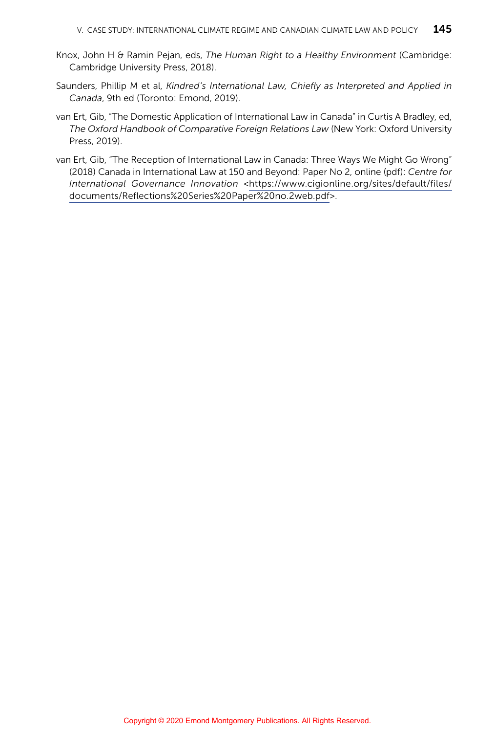Knox, John H & Ramin Pejan, eds, *The Human Right to a Healthy Environment* (Cambridge: Cambridge University Press, 2018).

Saunders, Phillip M et al, *Kindred's International Law, Chiefly as Interpreted and Applied in Canada*, 9th ed (Toronto: Emond, 2019).

van Ert, Gib, "The Domestic Application of International Law in Canada" in Curtis A Bradley, ed, *The Oxford Handbook of Comparative Foreign Relations Law* (New York: Oxford University Press, 2019).

van Ert, Gib, "The Reception of International Law in Canada: Three Ways We Might Go Wrong" (2018) Canada in International Law at 150 and Beyond: Paper No 2, online (pdf): *Centre for International Governance Innovation* <https://www.cigionline.org/sites/default/files/documents/Reflections%20Series%20Paper%20no.2web.pdf>.